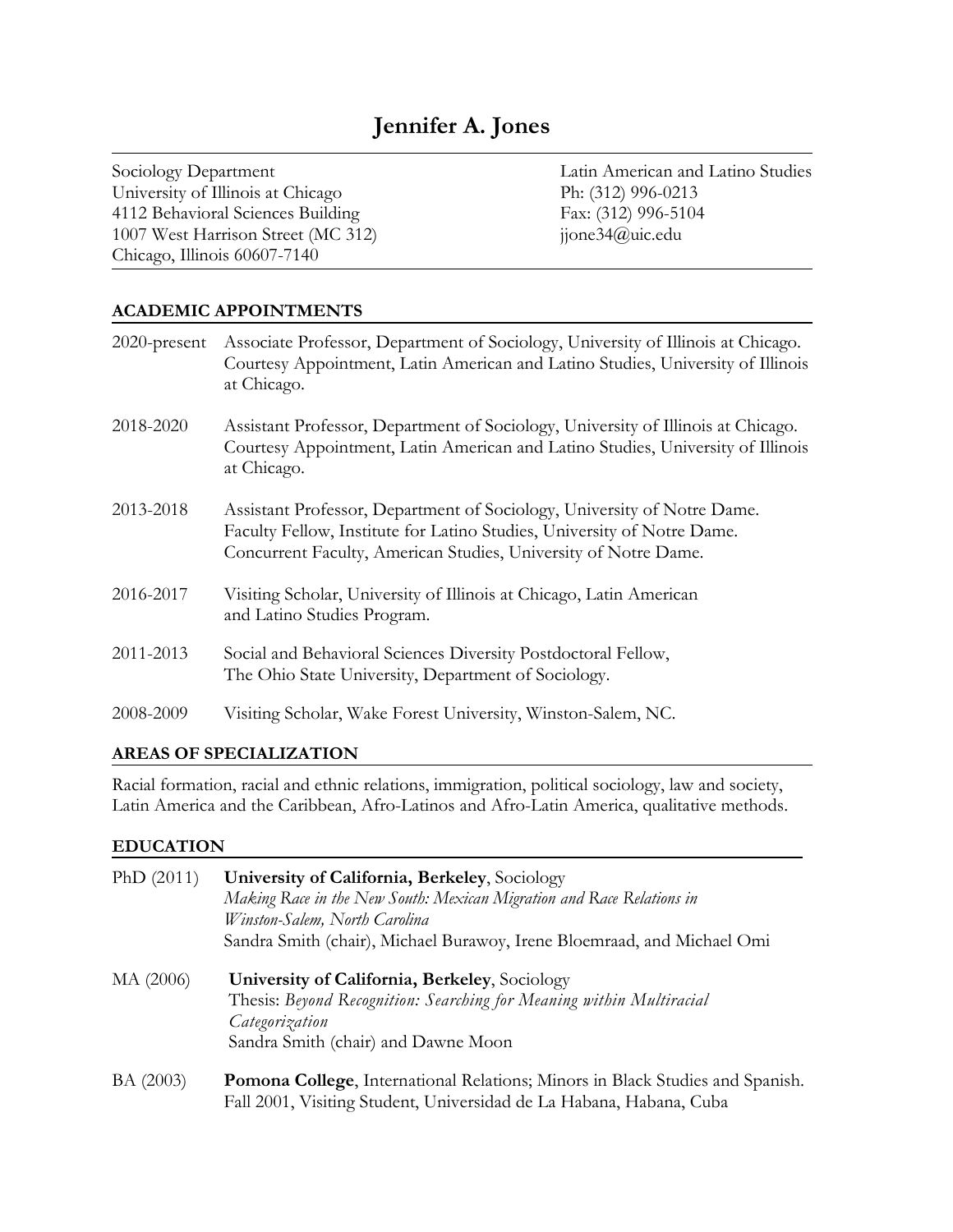# Jennifer A. Jones

Sociology Department
University of Illinois at Chicago
4112 Behavioral Sciences Building
1007 West Harrison Street (MC 312)
Chicago, Illinois 60607-7140

Latin American and Latino Studies
Ph: (312) 996-0213
Fax: (312) 996-5104
jjone34@uic.edu

## ACADEMIC APPOINTMENTS

2020-present — Associate Professor, Department of Sociology, University of Illinois at Chicago. Courtesy Appointment, Latin American and Latino Studies, University of Illinois at Chicago.

2018-2020 — Assistant Professor, Department of Sociology, University of Illinois at Chicago. Courtesy Appointment, Latin American and Latino Studies, University of Illinois at Chicago.

2013-2018 — Assistant Professor, Department of Sociology, University of Notre Dame. Faculty Fellow, Institute for Latino Studies, University of Notre Dame. Concurrent Faculty, American Studies, University of Notre Dame.

2016-2017 — Visiting Scholar, University of Illinois at Chicago, Latin American and Latino Studies Program.

2011-2013 — Social and Behavioral Sciences Diversity Postdoctoral Fellow, The Ohio State University, Department of Sociology.

2008-2009 — Visiting Scholar, Wake Forest University, Winston-Salem, NC.

## AREAS OF SPECIALIZATION

Racial formation, racial and ethnic relations, immigration, political sociology, law and society, Latin America and the Caribbean, Afro-Latinos and Afro-Latin America, qualitative methods.

## EDUCATION

PhD (2011) — **University of California, Berkeley**, Sociology
*Making Race in the New South: Mexican Migration and Race Relations in Winston-Salem, North Carolina*
Sandra Smith (chair), Michael Burawoy, Irene Bloemraad, and Michael Omi

MA (2006) — **University of California, Berkeley**, Sociology
Thesis: *Beyond Recognition: Searching for Meaning within Multiracial Categorization*
Sandra Smith (chair) and Dawne Moon

BA (2003) — **Pomona College**, International Relations; Minors in Black Studies and Spanish.
Fall 2001, Visiting Student, Universidad de La Habana, Habana, Cuba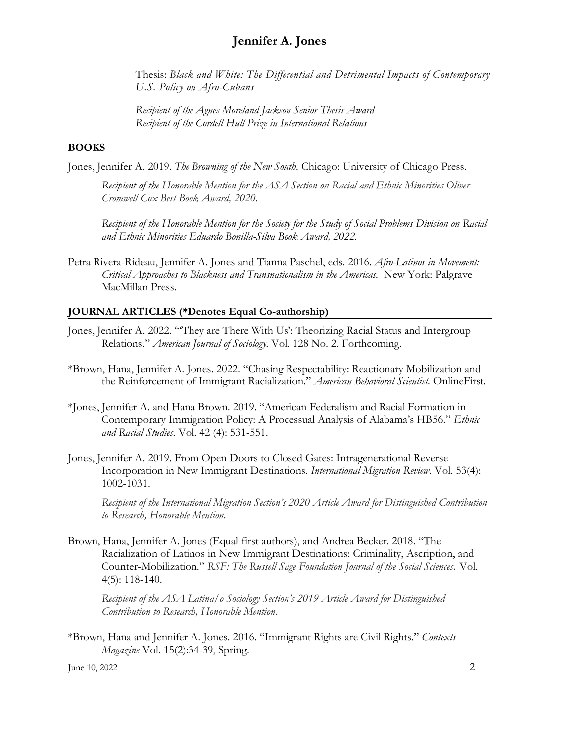Thesis: *Black and White: The Differential and Detrimental Impacts of Contemporary U.S. Policy on Afro-Cubans*

*Recipient of the Agnes Moreland Jackson Senior Thesis Award*
*Recipient of the Cordell Hull Prize in International Relations*

## BOOKS

Jones, Jennifer A. 2019. *The Browning of the New South.* Chicago: University of Chicago Press.

*Recipient of the Honorable Mention for the ASA Section on Racial and Ethnic Minorities Oliver Cromwell Cox Best Book Award, 2020.*

*Recipient of the Honorable Mention for the Society for the Study of Social Problems Division on Racial and Ethnic Minorities Eduardo Bonilla-Silva Book Award, 2022.*

Petra Rivera-Rideau, Jennifer A. Jones and Tianna Paschel, eds. 2016. *Afro-Latinos in Movement: Critical Approaches to Blackness and Transnationalism in the Americas.* New York: Palgrave MacMillan Press.

## JOURNAL ARTICLES (*Denotes Equal Co-authorship)

Jones, Jennifer A. 2022. "'They are There With Us': Theorizing Racial Status and Intergroup Relations." *American Journal of Sociology.* Vol. 128 No. 2. Forthcoming.

*Brown, Hana, Jennifer A. Jones. 2022. "Chasing Respectability: Reactionary Mobilization and the Reinforcement of Immigrant Racialization." *American Behavioral Scientist.* OnlineFirst.

*Jones, Jennifer A. and Hana Brown. 2019. "American Federalism and Racial Formation in Contemporary Immigration Policy: A Processual Analysis of Alabama's HB56." *Ethnic and Racial Studies*. Vol. 42 (4): 531-551.

Jones, Jennifer A. 2019. From Open Doors to Closed Gates: Intragenerational Reverse Incorporation in New Immigrant Destinations. *International Migration Review*. Vol. 53(4): 1002-1031.

*Recipient of the International Migration Section's 2020 Article Award for Distinguished Contribution to Research, Honorable Mention.*

Brown, Hana, Jennifer A. Jones (Equal first authors), and Andrea Becker. 2018. "The Racialization of Latinos in New Immigrant Destinations: Criminality, Ascription, and Counter-Mobilization." *RSF: The Russell Sage Foundation Journal of the Social Sciences.* Vol. 4(5): 118-140.

*Recipient of the ASA Latina/o Sociology Section's 2019 Article Award for Distinguished Contribution to Research, Honorable Mention.*

*Brown, Hana and Jennifer A. Jones. 2016. "Immigrant Rights are Civil Rights." *Contexts Magazine* Vol. 15(2):34-39, Spring.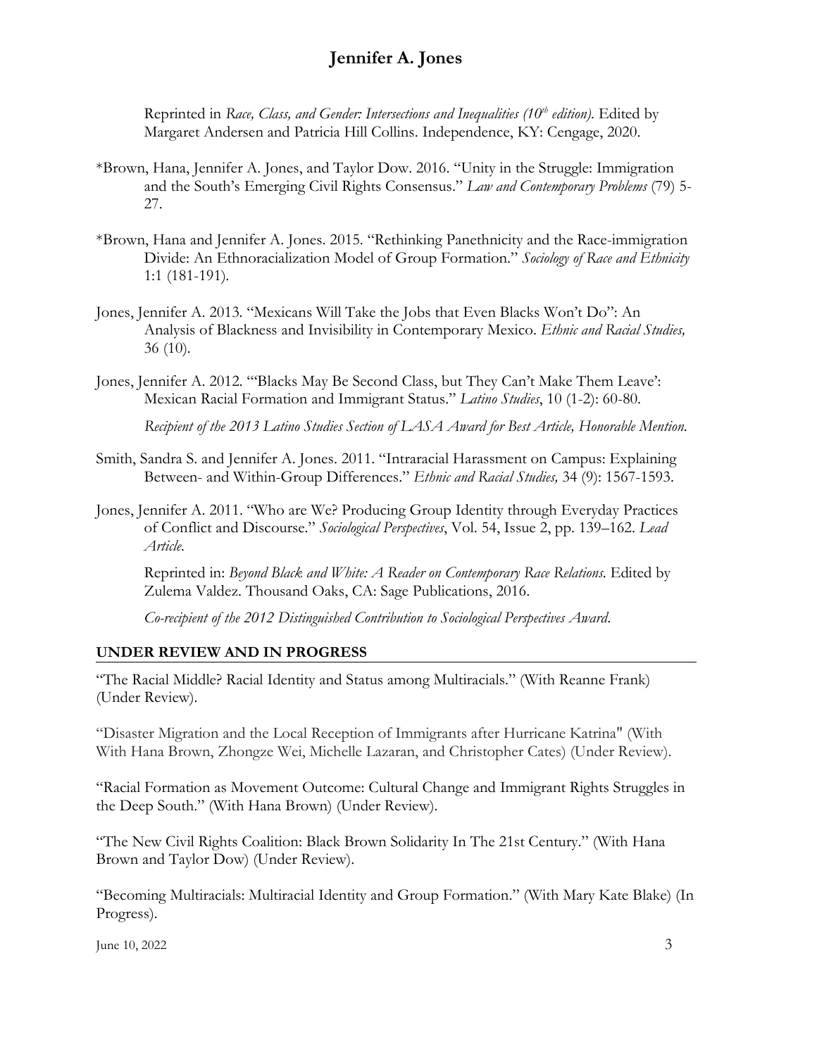Reprinted in *Race, Class, and Gender: Intersections and Inequalities (10th edition).* Edited by Margaret Andersen and Patricia Hill Collins. Independence, KY: Cengage, 2020.

*Brown, Hana, Jennifer A. Jones, and Taylor Dow. 2016. "Unity in the Struggle: Immigration and the South's Emerging Civil Rights Consensus." *Law and Contemporary Problems* (79) 5-27.

*Brown, Hana and Jennifer A. Jones. 2015. "Rethinking Panethnicity and the Race-immigration Divide: An Ethnoracialization Model of Group Formation." *Sociology of Race and Ethnicity* 1:1 (181-191).

Jones, Jennifer A. 2013. "Mexicans Will Take the Jobs that Even Blacks Won't Do": An Analysis of Blackness and Invisibility in Contemporary Mexico. *Ethnic and Racial Studies,* 36 (10).

Jones, Jennifer A. 2012. "'Blacks May Be Second Class, but They Can't Make Them Leave': Mexican Racial Formation and Immigrant Status." *Latino Studies*, 10 (1-2): 60-80.

*Recipient of the 2013 Latino Studies Section of LASA Award for Best Article, Honorable Mention.*

Smith, Sandra S. and Jennifer A. Jones. 2011. "Intraracial Harassment on Campus: Explaining Between- and Within-Group Differences." *Ethnic and Racial Studies,* 34 (9): 1567-1593.

Jones, Jennifer A. 2011. "Who are We? Producing Group Identity through Everyday Practices of Conflict and Discourse." *Sociological Perspectives*, Vol. 54, Issue 2, pp. 139–162. *Lead Article.*

Reprinted in: *Beyond Black and White: A Reader on Contemporary Race Relations.* Edited by Zulema Valdez. Thousand Oaks, CA: Sage Publications, 2016.

*Co-recipient of the 2012 Distinguished Contribution to Sociological Perspectives Award.*

## UNDER REVIEW AND IN PROGRESS

"The Racial Middle? Racial Identity and Status among Multiracials." (With Reanne Frank) (Under Review).

"Disaster Migration and the Local Reception of Immigrants after Hurricane Katrina" (With With Hana Brown, Zhongze Wei, Michelle Lazaran, and Christopher Cates) (Under Review).

"Racial Formation as Movement Outcome: Cultural Change and Immigrant Rights Struggles in the Deep South." (With Hana Brown) (Under Review).

"The New Civil Rights Coalition: Black Brown Solidarity In The 21st Century." (With Hana Brown and Taylor Dow) (Under Review).

"Becoming Multiracials: Multiracial Identity and Group Formation." (With Mary Kate Blake) (In Progress).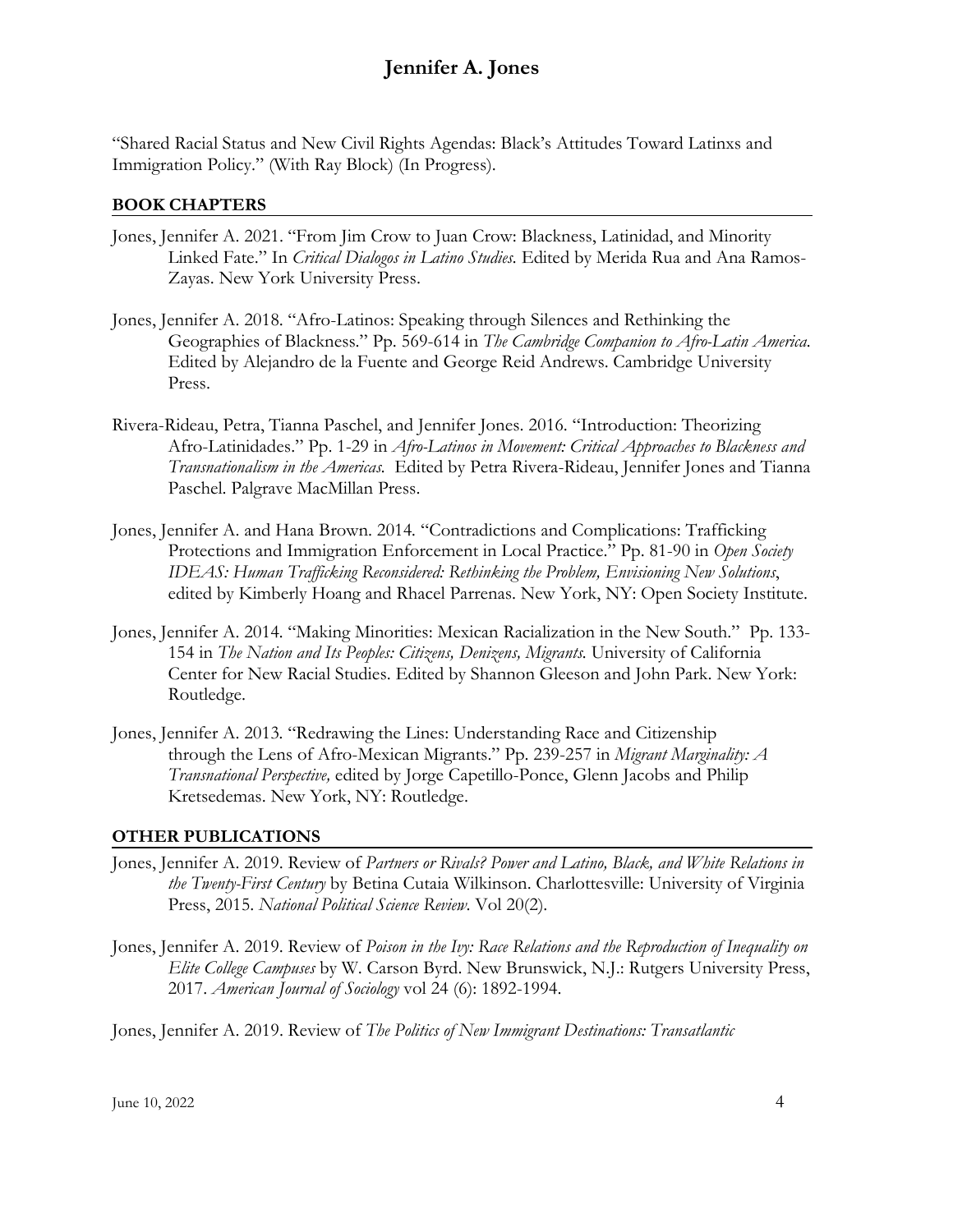"Shared Racial Status and New Civil Rights Agendas: Black's Attitudes Toward Latinxs and Immigration Policy." (With Ray Block) (In Progress).

## BOOK CHAPTERS

Jones, Jennifer A. 2021. "From Jim Crow to Juan Crow: Blackness, Latinidad, and Minority Linked Fate." In *Critical Dialogos in Latino Studies.* Edited by Merida Rua and Ana Ramos-Zayas. New York University Press.

Jones, Jennifer A. 2018. "Afro-Latinos: Speaking through Silences and Rethinking the Geographies of Blackness." Pp. 569-614 in *The Cambridge Companion to Afro-Latin America.* Edited by Alejandro de la Fuente and George Reid Andrews. Cambridge University Press.

Rivera-Rideau, Petra, Tianna Paschel, and Jennifer Jones. 2016. "Introduction: Theorizing Afro-Latinidades." Pp. 1-29 in *Afro-Latinos in Movement: Critical Approaches to Blackness and Transnationalism in the Americas.* Edited by Petra Rivera-Rideau, Jennifer Jones and Tianna Paschel. Palgrave MacMillan Press.

Jones, Jennifer A. and Hana Brown. 2014. "Contradictions and Complications: Trafficking Protections and Immigration Enforcement in Local Practice." Pp. 81-90 in *Open Society IDEAS: Human Trafficking Reconsidered: Rethinking the Problem, Envisioning New Solutions*, edited by Kimberly Hoang and Rhacel Parrenas. New York, NY: Open Society Institute.

Jones, Jennifer A. 2014. "Making Minorities: Mexican Racialization in the New South." Pp. 133-154 in *The Nation and Its Peoples: Citizens, Denizens, Migrants.* University of California Center for New Racial Studies. Edited by Shannon Gleeson and John Park. New York: Routledge.

Jones, Jennifer A. 2013. "Redrawing the Lines: Understanding Race and Citizenship through the Lens of Afro-Mexican Migrants." Pp. 239-257 in *Migrant Marginality: A Transnational Perspective,* edited by Jorge Capetillo-Ponce, Glenn Jacobs and Philip Kretsedemas. New York, NY: Routledge.

## OTHER PUBLICATIONS

Jones, Jennifer A. 2019. Review of *Partners or Rivals? Power and Latino, Black, and White Relations in the Twenty-First Century* by Betina Cutaia Wilkinson. Charlottesville: University of Virginia Press, 2015. *National Political Science Review*. Vol 20(2).

Jones, Jennifer A. 2019. Review of *Poison in the Ivy: Race Relations and the Reproduction of Inequality on Elite College Campuses* by W. Carson Byrd. New Brunswick, N.J.: Rutgers University Press, 2017. *American Journal of Sociology* vol 24 (6): 1892-1994.

Jones, Jennifer A. 2019. Review of *The Politics of New Immigrant Destinations: Transatlantic*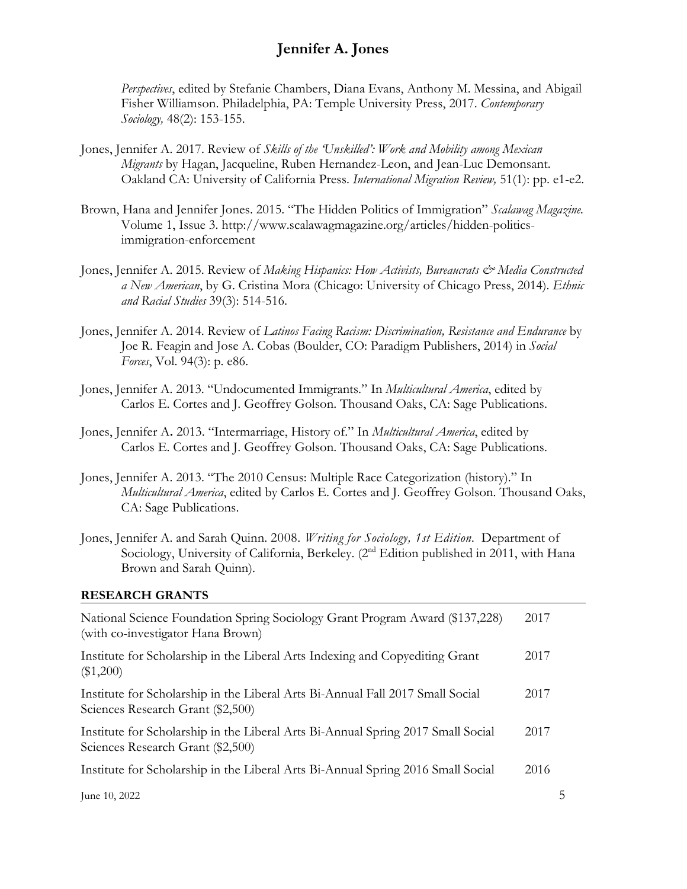*Perspectives*, edited by Stefanie Chambers, Diana Evans, Anthony M. Messina, and Abigail Fisher Williamson. Philadelphia, PA: Temple University Press, 2017. *Contemporary Sociology,* 48(2): 153-155.

Jones, Jennifer A. 2017. Review of *Skills of the 'Unskilled': Work and Mobility among Mexican Migrants* by Hagan, Jacqueline, Ruben Hernandez-Leon, and Jean-Luc Demonsant. Oakland CA: University of California Press. *International Migration Review,* 51(1): pp. e1-e2.

Brown, Hana and Jennifer Jones. 2015. "The Hidden Politics of Immigration" *Scalawag Magazine.* Volume 1, Issue 3. http://www.scalawagmagazine.org/articles/hidden-politics-immigration-enforcement

Jones, Jennifer A. 2015. Review of *Making Hispanics: How Activists, Bureaucrats & Media Constructed a New American*, by G. Cristina Mora (Chicago: University of Chicago Press, 2014). *Ethnic and Racial Studies* 39(3): 514-516.

Jones, Jennifer A. 2014. Review of *Latinos Facing Racism: Discrimination, Resistance and Endurance* by Joe R. Feagin and Jose A. Cobas (Boulder, CO: Paradigm Publishers, 2014) in *Social Forces*, Vol. 94(3): p. e86.

Jones, Jennifer A. 2013. "Undocumented Immigrants." In *Multicultural America*, edited by Carlos E. Cortes and J. Geoffrey Golson. Thousand Oaks, CA: Sage Publications.

Jones, Jennifer A**.** 2013. "Intermarriage, History of." In *Multicultural America*, edited by Carlos E. Cortes and J. Geoffrey Golson. Thousand Oaks, CA: Sage Publications.

Jones, Jennifer A. 2013. "The 2010 Census: Multiple Race Categorization (history)." In *Multicultural America*, edited by Carlos E. Cortes and J. Geoffrey Golson. Thousand Oaks, CA: Sage Publications.

Jones, Jennifer A. and Sarah Quinn. 2008. *Writing for Sociology, 1st Edition*. Department of Sociology, University of California, Berkeley. (2nd Edition published in 2011, with Hana Brown and Sarah Quinn).

## RESEARCH GRANTS

| | |
|---|---|
| National Science Foundation Spring Sociology Grant Program Award ($137,228) (with co-investigator Hana Brown) | 2017 |
| Institute for Scholarship in the Liberal Arts Indexing and Copyediting Grant ($1,200) | 2017 |
| Institute for Scholarship in the Liberal Arts Bi-Annual Fall 2017 Small Social Sciences Research Grant ($2,500) | 2017 |
| Institute for Scholarship in the Liberal Arts Bi-Annual Spring 2017 Small Social Sciences Research Grant ($2,500) | 2017 |
| Institute for Scholarship in the Liberal Arts Bi-Annual Spring 2016 Small Social | 2016 |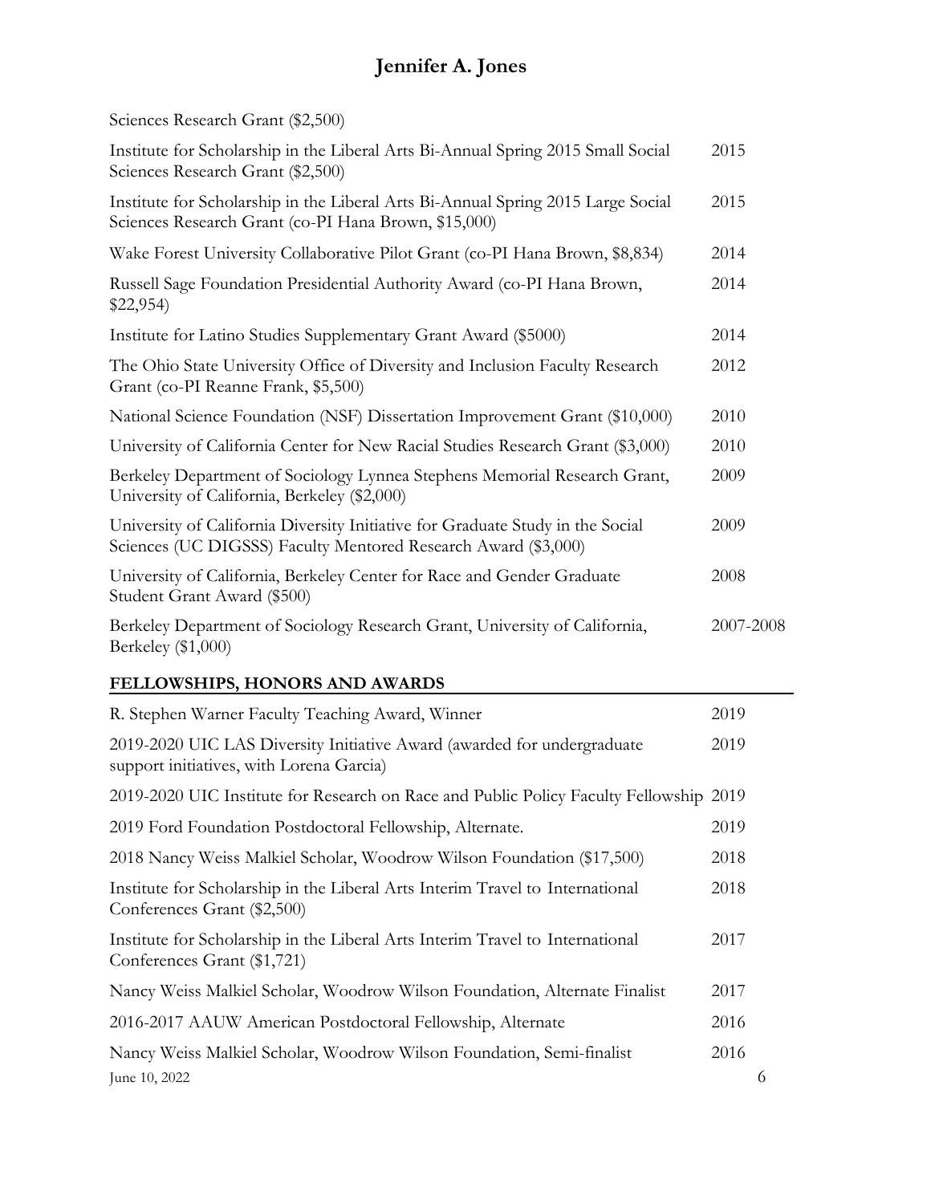| | |
|---|---|
| Sciences Research Grant ($2,500) | |
| Institute for Scholarship in the Liberal Arts Bi-Annual Spring 2015 Small Social Sciences Research Grant ($2,500) | 2015 |
| Institute for Scholarship in the Liberal Arts Bi-Annual Spring 2015 Large Social Sciences Research Grant (co-PI Hana Brown, $15,000) | 2015 |
| Wake Forest University Collaborative Pilot Grant (co-PI Hana Brown, $8,834) | 2014 |
| Russell Sage Foundation Presidential Authority Award (co-PI Hana Brown, $22,954) | 2014 |
| Institute for Latino Studies Supplementary Grant Award ($5000) | 2014 |
| The Ohio State University Office of Diversity and Inclusion Faculty Research Grant (co-PI Reanne Frank, $5,500) | 2012 |
| National Science Foundation (NSF) Dissertation Improvement Grant ($10,000) | 2010 |
| University of California Center for New Racial Studies Research Grant ($3,000) | 2010 |
| Berkeley Department of Sociology Lynnea Stephens Memorial Research Grant, University of California, Berkeley ($2,000) | 2009 |
| University of California Diversity Initiative for Graduate Study in the Social Sciences (UC DIGSSS) Faculty Mentored Research Award ($3,000) | 2009 |
| University of California, Berkeley Center for Race and Gender Graduate Student Grant Award ($500) | 2008 |
| Berkeley Department of Sociology Research Grant, University of California, Berkeley ($1,000) | 2007-2008 |

## FELLOWSHIPS, HONORS AND AWARDS

| | |
|---|---|
| R. Stephen Warner Faculty Teaching Award, Winner | 2019 |
| 2019-2020 UIC LAS Diversity Initiative Award (awarded for undergraduate support initiatives, with Lorena Garcia) | 2019 |
| 2019-2020 UIC Institute for Research on Race and Public Policy Faculty Fellowship | 2019 |
| 2019 Ford Foundation Postdoctoral Fellowship, Alternate. | 2019 |
| 2018 Nancy Weiss Malkiel Scholar, Woodrow Wilson Foundation ($17,500) | 2018 |
| Institute for Scholarship in the Liberal Arts Interim Travel to International Conferences Grant ($2,500) | 2018 |
| Institute for Scholarship in the Liberal Arts Interim Travel to International Conferences Grant ($1,721) | 2017 |
| Nancy Weiss Malkiel Scholar, Woodrow Wilson Foundation, Alternate Finalist | 2017 |
| 2016-2017 AAUW American Postdoctoral Fellowship, Alternate | 2016 |
| Nancy Weiss Malkiel Scholar, Woodrow Wilson Foundation, Semi-finalist | 2016 |

June 10, 2022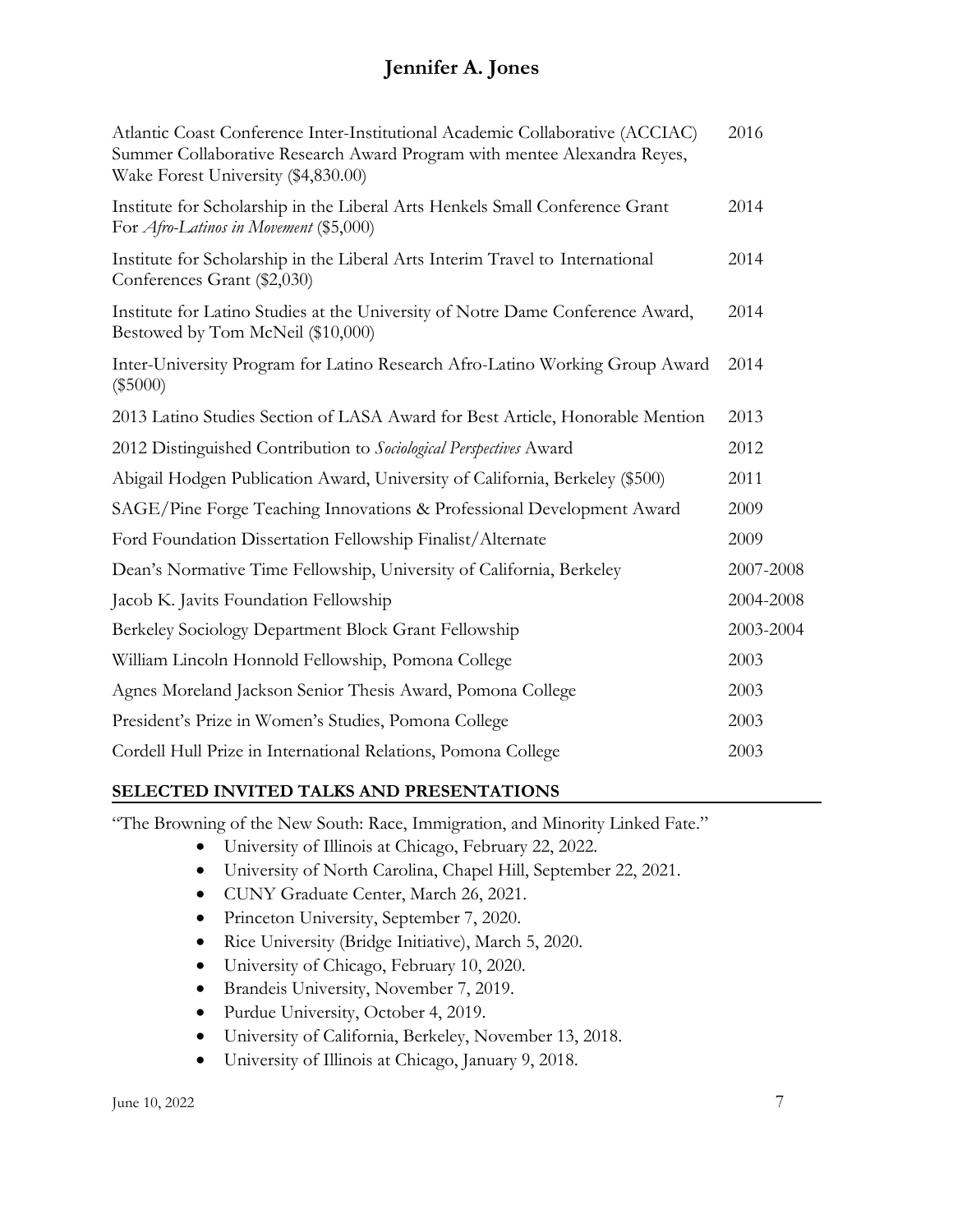| | |
|---|---|
| Atlantic Coast Conference Inter-Institutional Academic Collaborative (ACCIAC) Summer Collaborative Research Award Program with mentee Alexandra Reyes, Wake Forest University ($4,830.00) | 2016 |
| Institute for Scholarship in the Liberal Arts Henkels Small Conference Grant For *Afro-Latinos in Movement* ($5,000) | 2014 |
| Institute for Scholarship in the Liberal Arts Interim Travel to International Conferences Grant ($2,030) | 2014 |
| Institute for Latino Studies at the University of Notre Dame Conference Award, Bestowed by Tom McNeil ($10,000) | 2014 |
| Inter-University Program for Latino Research Afro-Latino Working Group Award ($5000) | 2014 |
| 2013 Latino Studies Section of LASA Award for Best Article, Honorable Mention | 2013 |
| 2012 Distinguished Contribution to *Sociological Perspectives* Award | 2012 |
| Abigail Hodgen Publication Award, University of California, Berkeley ($500) | 2011 |
| SAGE/Pine Forge Teaching Innovations & Professional Development Award | 2009 |
| Ford Foundation Dissertation Fellowship Finalist/Alternate | 2009 |
| Dean's Normative Time Fellowship, University of California, Berkeley | 2007-2008 |
| Jacob K. Javits Foundation Fellowship | 2004-2008 |
| Berkeley Sociology Department Block Grant Fellowship | 2003-2004 |
| William Lincoln Honnold Fellowship, Pomona College | 2003 |
| Agnes Moreland Jackson Senior Thesis Award, Pomona College | 2003 |
| President's Prize in Women's Studies, Pomona College | 2003 |
| Cordell Hull Prize in International Relations, Pomona College | 2003 |

## SELECTED INVITED TALKS AND PRESENTATIONS

"The Browning of the New South: Race, Immigration, and Minority Linked Fate."

- University of Illinois at Chicago, February 22, 2022.
- University of North Carolina, Chapel Hill, September 22, 2021.
- CUNY Graduate Center, March 26, 2021.
- Princeton University, September 7, 2020.
- Rice University (Bridge Initiative), March 5, 2020.
- University of Chicago, February 10, 2020.
- Brandeis University, November 7, 2019.
- Purdue University, October 4, 2019.
- University of California, Berkeley, November 13, 2018.
- University of Illinois at Chicago, January 9, 2018.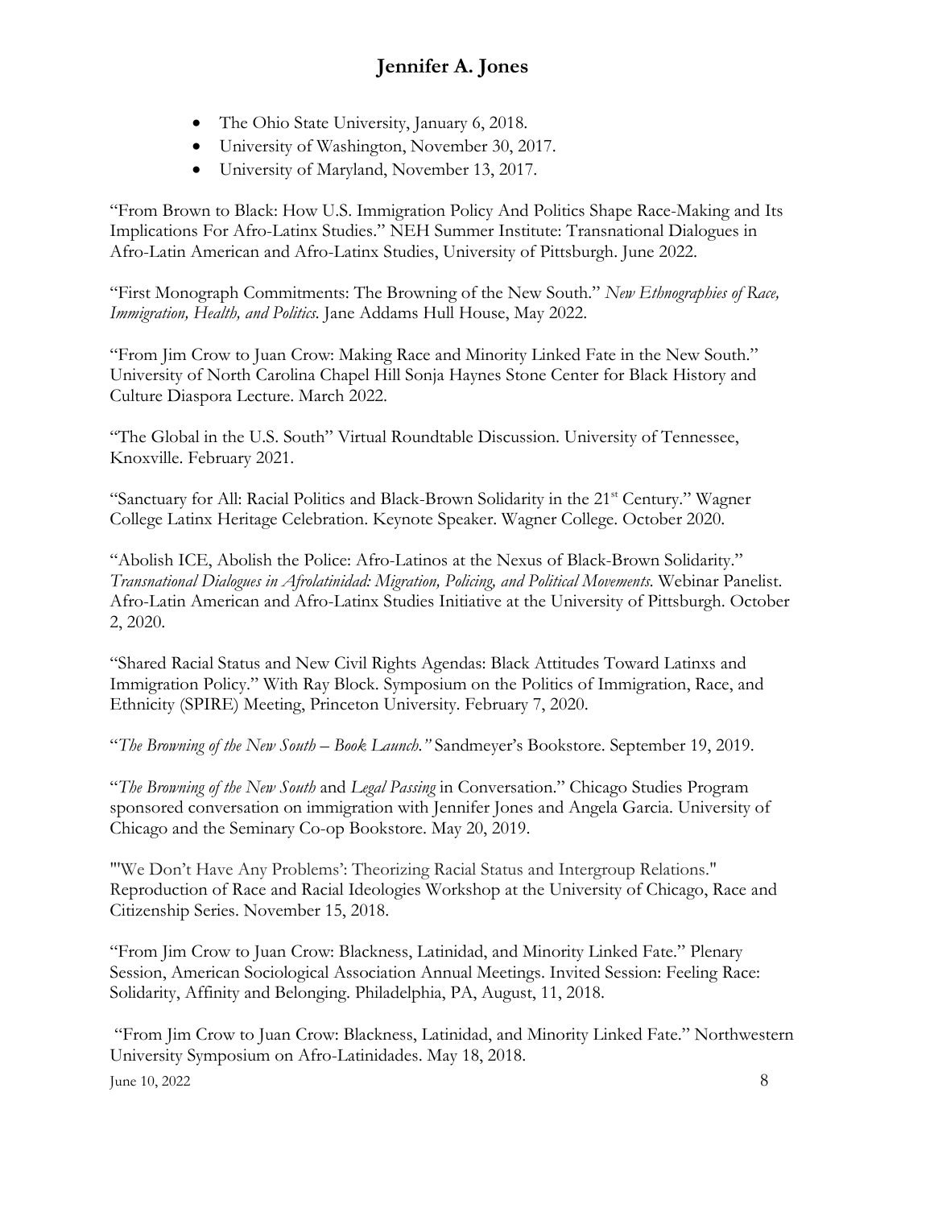- The Ohio State University, January 6, 2018.
- University of Washington, November 30, 2017.
- University of Maryland, November 13, 2017.

"From Brown to Black: How U.S. Immigration Policy And Politics Shape Race-Making and Its Implications For Afro-Latinx Studies." NEH Summer Institute: Transnational Dialogues in Afro-Latin American and Afro-Latinx Studies, University of Pittsburgh. June 2022.

"First Monograph Commitments: The Browning of the New South." *New Ethnographies of Race, Immigration, Health, and Politics.* Jane Addams Hull House, May 2022.

"From Jim Crow to Juan Crow: Making Race and Minority Linked Fate in the New South." University of North Carolina Chapel Hill Sonja Haynes Stone Center for Black History and Culture Diaspora Lecture. March 2022.

"The Global in the U.S. South" Virtual Roundtable Discussion. University of Tennessee, Knoxville. February 2021.

"Sanctuary for All: Racial Politics and Black-Brown Solidarity in the 21st Century." Wagner College Latinx Heritage Celebration. Keynote Speaker. Wagner College. October 2020.

"Abolish ICE, Abolish the Police: Afro-Latinos at the Nexus of Black-Brown Solidarity." *Transnational Dialogues in Afrolatinidad: Migration, Policing, and Political Movements.* Webinar Panelist. Afro-Latin American and Afro-Latinx Studies Initiative at the University of Pittsburgh. October 2, 2020.

"Shared Racial Status and New Civil Rights Agendas: Black Attitudes Toward Latinxs and Immigration Policy." With Ray Block. Symposium on the Politics of Immigration, Race, and Ethnicity (SPIRE) Meeting, Princeton University. February 7, 2020.

"*The Browning of the New South – Book Launch.*" Sandmeyer's Bookstore. September 19, 2019.

"*The Browning of the New South* and *Legal Passing* in Conversation." Chicago Studies Program sponsored conversation on immigration with Jennifer Jones and Angela Garcia. University of Chicago and the Seminary Co-op Bookstore. May 20, 2019.

"'We Don't Have Any Problems': Theorizing Racial Status and Intergroup Relations." Reproduction of Race and Racial Ideologies Workshop at the University of Chicago, Race and Citizenship Series. November 15, 2018.

"From Jim Crow to Juan Crow: Blackness, Latinidad, and Minority Linked Fate." Plenary Session, American Sociological Association Annual Meetings. Invited Session: Feeling Race: Solidarity, Affinity and Belonging. Philadelphia, PA, August, 11, 2018.

"From Jim Crow to Juan Crow: Blackness, Latinidad, and Minority Linked Fate." Northwestern University Symposium on Afro-Latinidades. May 18, 2018.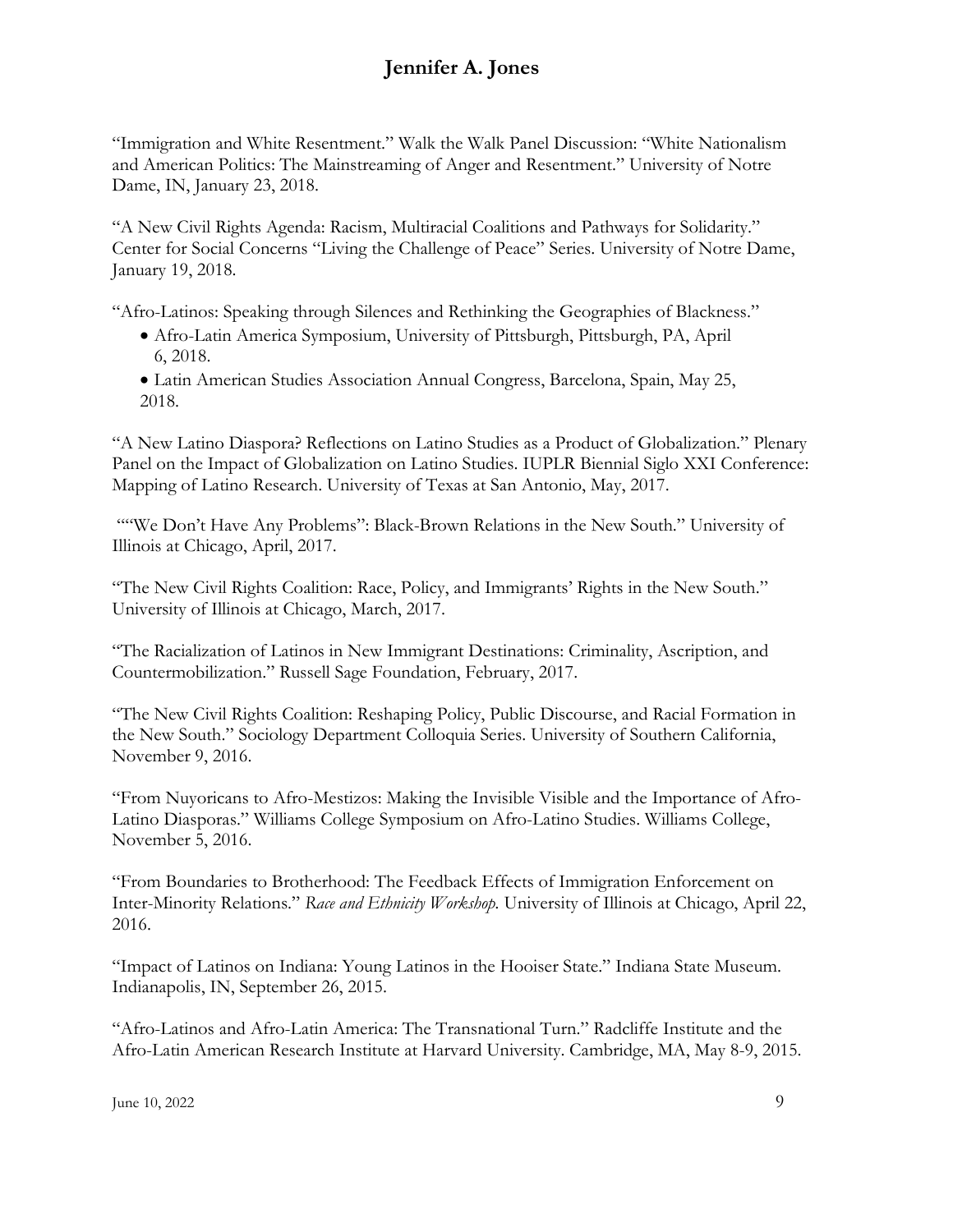"Immigration and White Resentment." Walk the Walk Panel Discussion: "White Nationalism and American Politics: The Mainstreaming of Anger and Resentment." University of Notre Dame, IN, January 23, 2018.

"A New Civil Rights Agenda: Racism, Multiracial Coalitions and Pathways for Solidarity." Center for Social Concerns "Living the Challenge of Peace" Series. University of Notre Dame, January 19, 2018.

"Afro-Latinos: Speaking through Silences and Rethinking the Geographies of Blackness."

- Afro-Latin America Symposium, University of Pittsburgh, Pittsburgh, PA, April 6, 2018.
- Latin American Studies Association Annual Congress, Barcelona, Spain, May 25, 2018.

"A New Latino Diaspora? Reflections on Latino Studies as a Product of Globalization." Plenary Panel on the Impact of Globalization on Latino Studies. IUPLR Biennial Siglo XXI Conference: Mapping of Latino Research. University of Texas at San Antonio, May, 2017.

""We Don't Have Any Problems": Black-Brown Relations in the New South." University of Illinois at Chicago, April, 2017.

"The New Civil Rights Coalition: Race, Policy, and Immigrants' Rights in the New South." University of Illinois at Chicago, March, 2017.

"The Racialization of Latinos in New Immigrant Destinations: Criminality, Ascription, and Countermobilization." Russell Sage Foundation, February, 2017.

"The New Civil Rights Coalition: Reshaping Policy, Public Discourse, and Racial Formation in the New South." Sociology Department Colloquia Series. University of Southern California, November 9, 2016.

"From Nuyoricans to Afro-Mestizos: Making the Invisible Visible and the Importance of Afro-Latino Diasporas." Williams College Symposium on Afro-Latino Studies. Williams College, November 5, 2016.

"From Boundaries to Brotherhood: The Feedback Effects of Immigration Enforcement on Inter-Minority Relations." *Race and Ethnicity Workshop.* University of Illinois at Chicago, April 22, 2016.

"Impact of Latinos on Indiana: Young Latinos in the Hooiser State." Indiana State Museum. Indianapolis, IN, September 26, 2015.

"Afro-Latinos and Afro-Latin America: The Transnational Turn." Radcliffe Institute and the Afro-Latin American Research Institute at Harvard University. Cambridge, MA, May 8-9, 2015.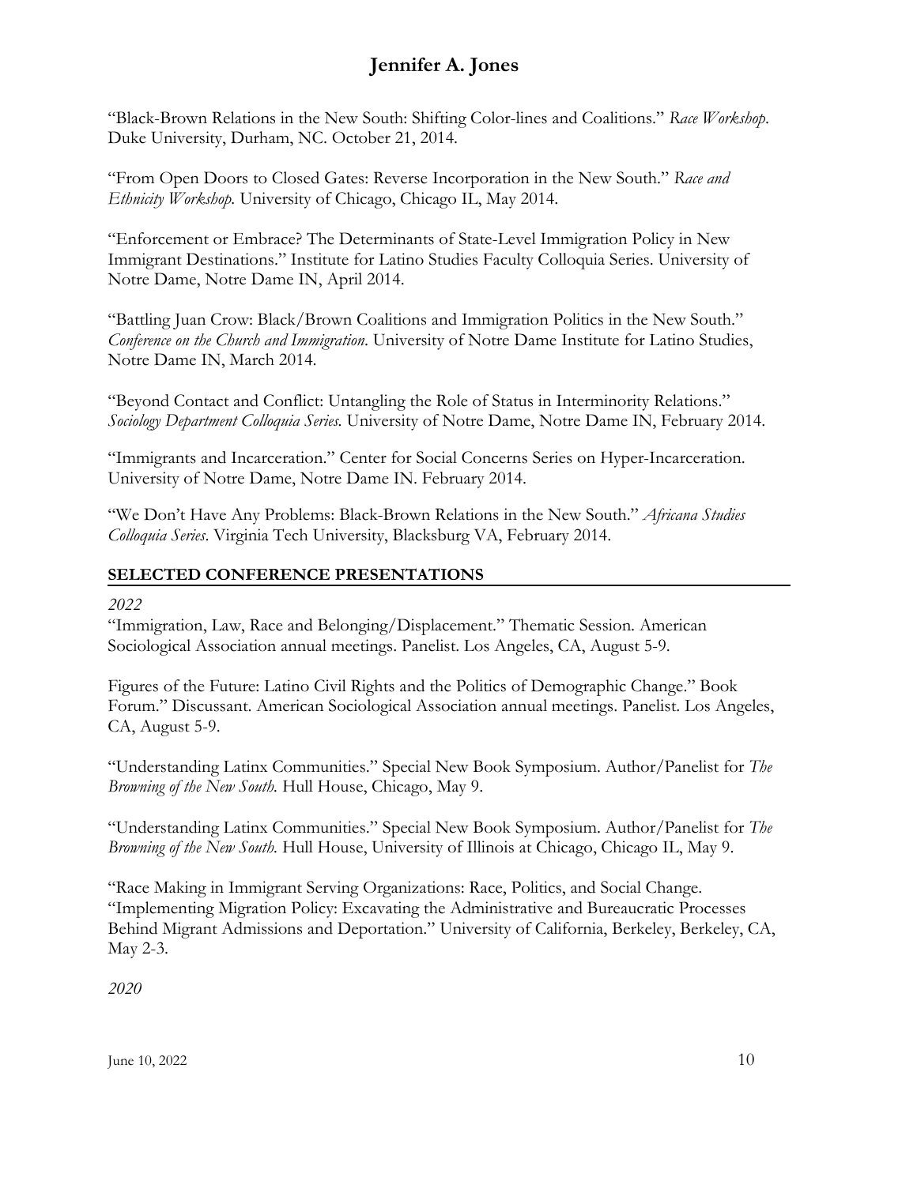"Black-Brown Relations in the New South: Shifting Color-lines and Coalitions." *Race Workshop*. Duke University, Durham, NC. October 21, 2014.

"From Open Doors to Closed Gates: Reverse Incorporation in the New South." *Race and Ethnicity Workshop*. University of Chicago, Chicago IL, May 2014.

"Enforcement or Embrace? The Determinants of State-Level Immigration Policy in New Immigrant Destinations." Institute for Latino Studies Faculty Colloquia Series. University of Notre Dame, Notre Dame IN, April 2014.

"Battling Juan Crow: Black/Brown Coalitions and Immigration Politics in the New South." *Conference on the Church and Immigration*. University of Notre Dame Institute for Latino Studies, Notre Dame IN, March 2014.

"Beyond Contact and Conflict: Untangling the Role of Status in Interminority Relations." *Sociology Department Colloquia Series.* University of Notre Dame, Notre Dame IN, February 2014.

"Immigrants and Incarceration." Center for Social Concerns Series on Hyper-Incarceration. University of Notre Dame, Notre Dame IN. February 2014.

"We Don't Have Any Problems: Black-Brown Relations in the New South." *Africana Studies Colloquia Series*. Virginia Tech University, Blacksburg VA, February 2014.

## SELECTED CONFERENCE PRESENTATIONS

*2022*

"Immigration, Law, Race and Belonging/Displacement." Thematic Session. American Sociological Association annual meetings. Panelist. Los Angeles, CA, August 5-9.

Figures of the Future: Latino Civil Rights and the Politics of Demographic Change." Book Forum." Discussant. American Sociological Association annual meetings. Panelist. Los Angeles, CA, August 5-9.

"Understanding Latinx Communities." Special New Book Symposium. Author/Panelist for *The Browning of the New South.* Hull House, Chicago, May 9.

"Understanding Latinx Communities." Special New Book Symposium. Author/Panelist for *The Browning of the New South.* Hull House, University of Illinois at Chicago, Chicago IL, May 9.

"Race Making in Immigrant Serving Organizations: Race, Politics, and Social Change. "Implementing Migration Policy: Excavating the Administrative and Bureaucratic Processes Behind Migrant Admissions and Deportation." University of California, Berkeley, Berkeley, CA, May 2-3.

*2020*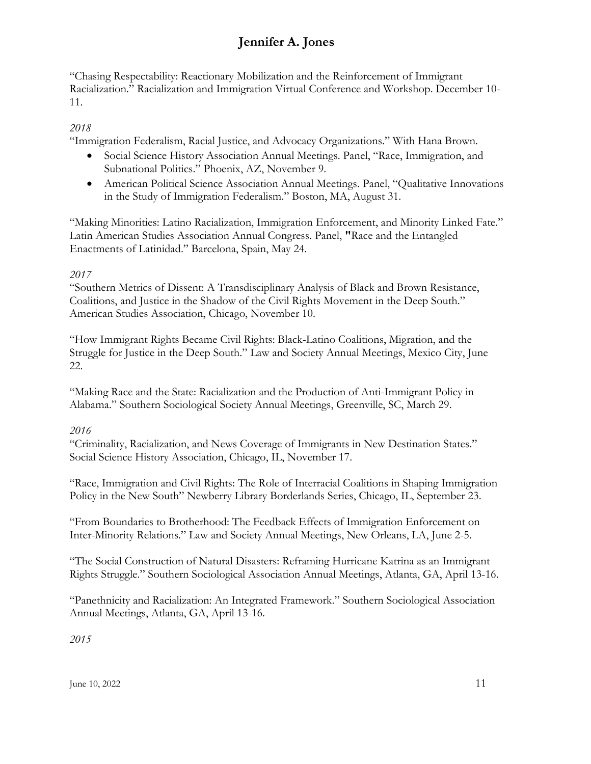"Chasing Respectability: Reactionary Mobilization and the Reinforcement of Immigrant Racialization." Racialization and Immigration Virtual Conference and Workshop. December 10-11.

*2018*

"Immigration Federalism, Racial Justice, and Advocacy Organizations." With Hana Brown.

- Social Science History Association Annual Meetings. Panel, "Race, Immigration, and Subnational Politics." Phoenix, AZ, November 9.
- American Political Science Association Annual Meetings. Panel, "Qualitative Innovations in the Study of Immigration Federalism." Boston, MA, August 31.

"Making Minorities: Latino Racialization, Immigration Enforcement, and Minority Linked Fate." Latin American Studies Association Annual Congress. Panel, "Race and the Entangled Enactments of Latinidad." Barcelona, Spain, May 24.

*2017*

"Southern Metrics of Dissent: A Transdisciplinary Analysis of Black and Brown Resistance, Coalitions, and Justice in the Shadow of the Civil Rights Movement in the Deep South." American Studies Association, Chicago, November 10.

"How Immigrant Rights Became Civil Rights: Black-Latino Coalitions, Migration, and the Struggle for Justice in the Deep South." Law and Society Annual Meetings, Mexico City, June 22.

"Making Race and the State: Racialization and the Production of Anti-Immigrant Policy in Alabama." Southern Sociological Society Annual Meetings, Greenville, SC, March 29.

*2016*

"Criminality, Racialization, and News Coverage of Immigrants in New Destination States." Social Science History Association, Chicago, IL, November 17.

"Race, Immigration and Civil Rights: The Role of Interracial Coalitions in Shaping Immigration Policy in the New South" Newberry Library Borderlands Series, Chicago, IL, September 23.

"From Boundaries to Brotherhood: The Feedback Effects of Immigration Enforcement on Inter-Minority Relations." Law and Society Annual Meetings, New Orleans, LA, June 2-5.

"The Social Construction of Natural Disasters: Reframing Hurricane Katrina as an Immigrant Rights Struggle." Southern Sociological Association Annual Meetings, Atlanta, GA, April 13-16.

"Panethnicity and Racialization: An Integrated Framework." Southern Sociological Association Annual Meetings, Atlanta, GA, April 13-16.

*2015*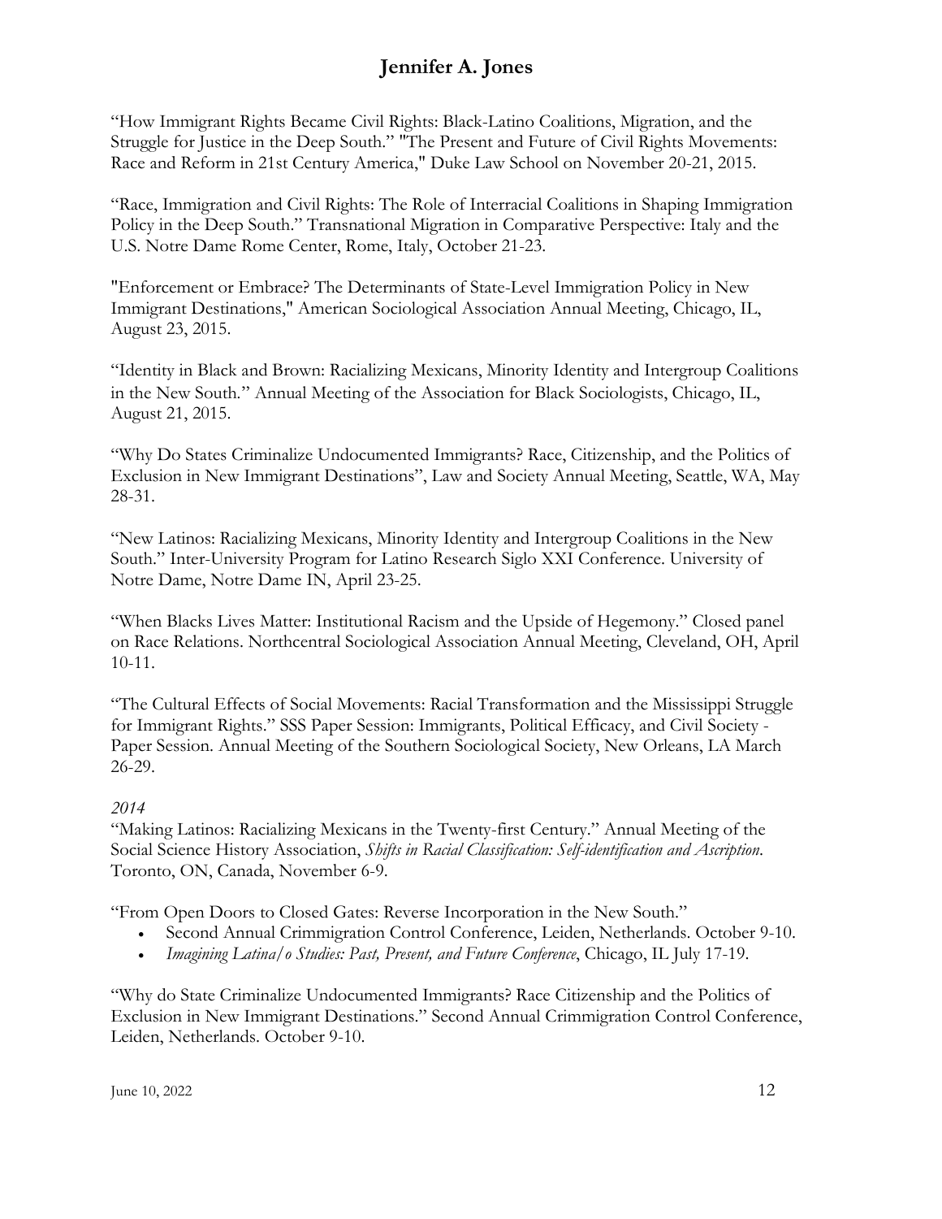"How Immigrant Rights Became Civil Rights: Black-Latino Coalitions, Migration, and the Struggle for Justice in the Deep South." "The Present and Future of Civil Rights Movements: Race and Reform in 21st Century America," Duke Law School on November 20-21, 2015.

"Race, Immigration and Civil Rights: The Role of Interracial Coalitions in Shaping Immigration Policy in the Deep South." Transnational Migration in Comparative Perspective: Italy and the U.S. Notre Dame Rome Center, Rome, Italy, October 21-23.

"Enforcement or Embrace? The Determinants of State-Level Immigration Policy in New Immigrant Destinations," American Sociological Association Annual Meeting, Chicago, IL, August 23, 2015.

"Identity in Black and Brown: Racializing Mexicans, Minority Identity and Intergroup Coalitions in the New South." Annual Meeting of the Association for Black Sociologists, Chicago, IL, August 21, 2015.

"Why Do States Criminalize Undocumented Immigrants? Race, Citizenship, and the Politics of Exclusion in New Immigrant Destinations", Law and Society Annual Meeting, Seattle, WA, May 28-31.

"New Latinos: Racializing Mexicans, Minority Identity and Intergroup Coalitions in the New South." Inter-University Program for Latino Research Siglo XXI Conference. University of Notre Dame, Notre Dame IN, April 23-25.

"When Blacks Lives Matter: Institutional Racism and the Upside of Hegemony." Closed panel on Race Relations. Northcentral Sociological Association Annual Meeting, Cleveland, OH, April 10-11.

"The Cultural Effects of Social Movements: Racial Transformation and the Mississippi Struggle for Immigrant Rights." SSS Paper Session: Immigrants, Political Efficacy, and Civil Society - Paper Session. Annual Meeting of the Southern Sociological Society, New Orleans, LA March 26-29.

*2014*

"Making Latinos: Racializing Mexicans in the Twenty-first Century." Annual Meeting of the Social Science History Association, *Shifts in Racial Classification: Self-identification and Ascription*. Toronto, ON, Canada, November 6-9.

"From Open Doors to Closed Gates: Reverse Incorporation in the New South."

- Second Annual Crimmigration Control Conference, Leiden, Netherlands. October 9-10.
- *Imagining Latina/o Studies: Past, Present, and Future Conference*, Chicago, IL July 17-19.

"Why do State Criminalize Undocumented Immigrants? Race Citizenship and the Politics of Exclusion in New Immigrant Destinations." Second Annual Crimmigration Control Conference, Leiden, Netherlands. October 9-10.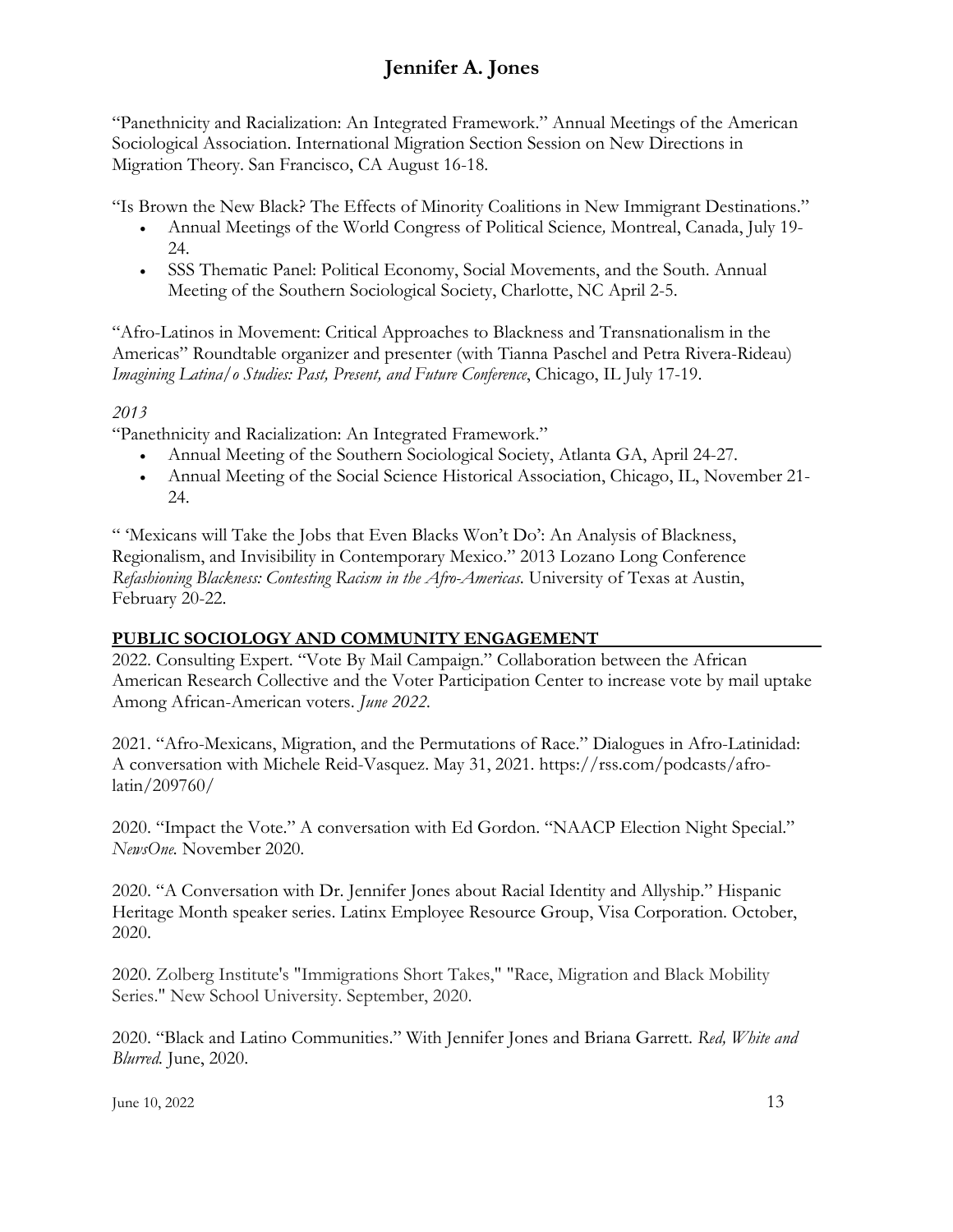"Panethnicity and Racialization: An Integrated Framework." Annual Meetings of the American Sociological Association. International Migration Section Session on New Directions in Migration Theory. San Francisco, CA August 16-18.

"Is Brown the New Black? The Effects of Minority Coalitions in New Immigrant Destinations."

- Annual Meetings of the World Congress of Political Science*,* Montreal, Canada, July 19-24.
- SSS Thematic Panel: Political Economy, Social Movements, and the South. Annual Meeting of the Southern Sociological Society, Charlotte, NC April 2-5.

"Afro-Latinos in Movement: Critical Approaches to Blackness and Transnationalism in the Americas" Roundtable organizer and presenter (with Tianna Paschel and Petra Rivera-Rideau) *Imagining Latina/o Studies: Past, Present, and Future Conference*, Chicago, IL July 17-19.

*2013*

"Panethnicity and Racialization: An Integrated Framework."

- Annual Meeting of the Southern Sociological Society, Atlanta GA, April 24-27.
- Annual Meeting of the Social Science Historical Association, Chicago, IL, November 21-24.

" 'Mexicans will Take the Jobs that Even Blacks Won't Do': An Analysis of Blackness, Regionalism, and Invisibility in Contemporary Mexico." 2013 Lozano Long Conference *Refashioning Blackness: Contesting Racism in the Afro-Americas.* University of Texas at Austin, February 20-22.

## PUBLIC SOCIOLOGY AND COMMUNITY ENGAGEMENT

2022. Consulting Expert. "Vote By Mail Campaign." Collaboration between the African American Research Collective and the Voter Participation Center to increase vote by mail uptake Among African-American voters. *June 2022.*

2021. "Afro-Mexicans, Migration, and the Permutations of Race." Dialogues in Afro-Latinidad: A conversation with Michele Reid-Vasquez. May 31, 2021. https://rss.com/podcasts/afro-latin/209760/

2020. "Impact the Vote." A conversation with Ed Gordon. "NAACP Election Night Special." *NewsOne.* November 2020.

2020. "A Conversation with Dr. Jennifer Jones about Racial Identity and Allyship." Hispanic Heritage Month speaker series. Latinx Employee Resource Group, Visa Corporation. October, 2020.

2020. Zolberg Institute's "Immigrations Short Takes," "Race, Migration and Black Mobility Series." New School University. September, 2020.

2020. "Black and Latino Communities." With Jennifer Jones and Briana Garrett. *Red, White and Blurred.* June, 2020.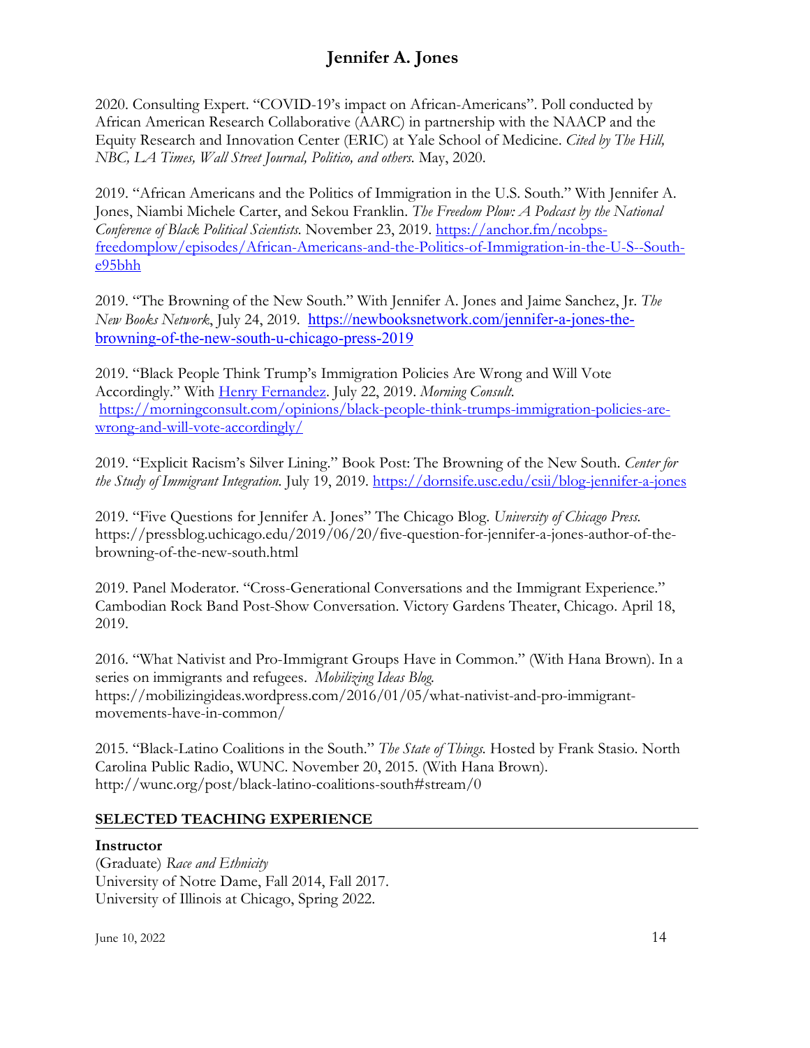2020. Consulting Expert. "COVID-19's impact on African-Americans". Poll conducted by African American Research Collaborative (AARC) in partnership with the NAACP and the Equity Research and Innovation Center (ERIC) at Yale School of Medicine. *Cited by The Hill, NBC, LA Times, Wall Street Journal, Politico, and others.* May, 2020.

2019. "African Americans and the Politics of Immigration in the U.S. South." With Jennifer A. Jones, Niambi Michele Carter, and Sekou Franklin. *The Freedom Plow: A Podcast by the National Conference of Black Political Scientists.* November 23, 2019. [https://anchor.fm/ncobps-freedomplow/episodes/African-Americans-and-the-Politics-of-Immigration-in-the-U-S--South-e95bhh](https://anchor.fm/ncobps-freedomplow/episodes/African-Americans-and-the-Politics-of-Immigration-in-the-U-S--South-e95bhh)

2019. "The Browning of the New South." With Jennifer A. Jones and Jaime Sanchez, Jr. *The New Books Network*, July 24, 2019. [https://newbooksnetwork.com/jennifer-a-jones-the-browning-of-the-new-south-u-chicago-press-2019](https://newbooksnetwork.com/jennifer-a-jones-the-browning-of-the-new-south-u-chicago-press-2019)

2019. "Black People Think Trump's Immigration Policies Are Wrong and Will Vote Accordingly." With Henry Fernandez. July 22, 2019. *Morning Consult.* [https://morningconsult.com/opinions/black-people-think-trumps-immigration-policies-are-wrong-and-will-vote-accordingly/](https://morningconsult.com/opinions/black-people-think-trumps-immigration-policies-are-wrong-and-will-vote-accordingly/)

2019. "Explicit Racism's Silver Lining." Book Post: The Browning of the New South. *Center for the Study of Immigrant Integration.* July 19, 2019. [https://dornsife.usc.edu/csii/blog-jennifer-a-jones](https://dornsife.usc.edu/csii/blog-jennifer-a-jones)

2019. "Five Questions for Jennifer A. Jones" The Chicago Blog. *University of Chicago Press.* https://pressblog.uchicago.edu/2019/06/20/five-question-for-jennifer-a-jones-author-of-the-browning-of-the-new-south.html

2019. Panel Moderator. "Cross-Generational Conversations and the Immigrant Experience." Cambodian Rock Band Post-Show Conversation. Victory Gardens Theater, Chicago. April 18, 2019.

2016. "What Nativist and Pro-Immigrant Groups Have in Common." (With Hana Brown). In a series on immigrants and refugees. *Mobilizing Ideas Blog.* https://mobilizingideas.wordpress.com/2016/01/05/what-nativist-and-pro-immigrant-movements-have-in-common/

2015. "Black-Latino Coalitions in the South." *The State of Things.* Hosted by Frank Stasio. North Carolina Public Radio, WUNC. November 20, 2015. (With Hana Brown). http://wunc.org/post/black-latino-coalitions-south#stream/0

## SELECTED TEACHING EXPERIENCE

**Instructor**
(Graduate) *Race and Ethnicity*
University of Notre Dame, Fall 2014, Fall 2017.
University of Illinois at Chicago, Spring 2022.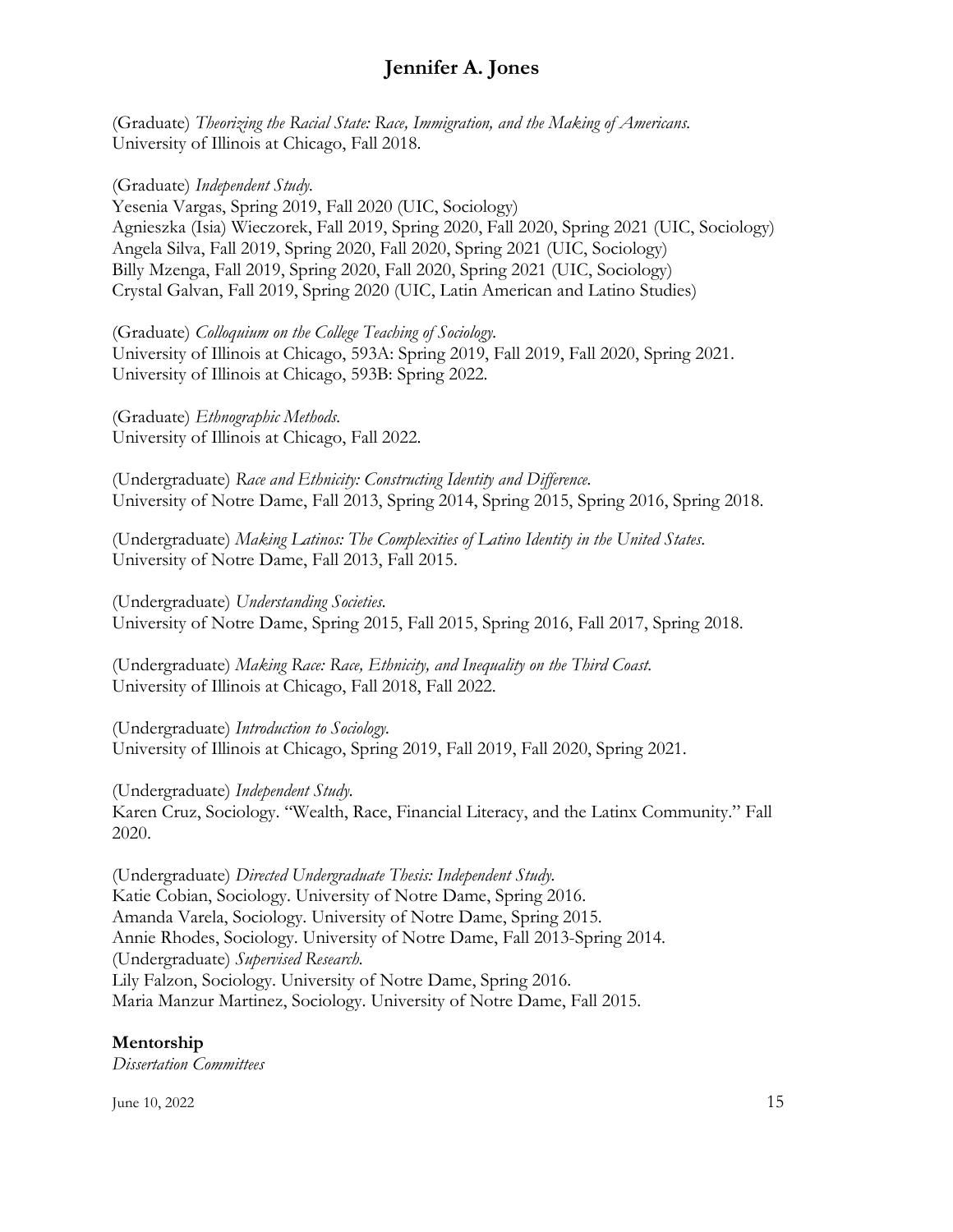(Graduate) *Theorizing the Racial State: Race, Immigration, and the Making of Americans.*
University of Illinois at Chicago, Fall 2018.

(Graduate) *Independent Study.*
Yesenia Vargas, Spring 2019, Fall 2020 (UIC, Sociology)
Agnieszka (Isia) Wieczorek, Fall 2019, Spring 2020, Fall 2020, Spring 2021 (UIC, Sociology)
Angela Silva, Fall 2019, Spring 2020, Fall 2020, Spring 2021 (UIC, Sociology)
Billy Mzenga, Fall 2019, Spring 2020, Fall 2020, Spring 2021 (UIC, Sociology)
Crystal Galvan, Fall 2019, Spring 2020 (UIC, Latin American and Latino Studies)

(Graduate) *Colloquium on the College Teaching of Sociology.*
University of Illinois at Chicago, 593A: Spring 2019, Fall 2019, Fall 2020, Spring 2021.
University of Illinois at Chicago, 593B: Spring 2022.

(Graduate) *Ethnographic Methods.*
University of Illinois at Chicago, Fall 2022.

(Undergraduate) *Race and Ethnicity: Constructing Identity and Difference.*
University of Notre Dame, Fall 2013, Spring 2014, Spring 2015, Spring 2016, Spring 2018.

(Undergraduate) *Making Latinos: The Complexities of Latino Identity in the United States.*
University of Notre Dame, Fall 2013, Fall 2015.

(Undergraduate) *Understanding Societies.*
University of Notre Dame, Spring 2015, Fall 2015, Spring 2016, Fall 2017, Spring 2018.

(Undergraduate) *Making Race: Race, Ethnicity, and Inequality on the Third Coast.*
University of Illinois at Chicago, Fall 2018, Fall 2022.

(Undergraduate) *Introduction to Sociology.*
University of Illinois at Chicago, Spring 2019, Fall 2019, Fall 2020, Spring 2021.

(Undergraduate) *Independent Study.*
Karen Cruz, Sociology. "Wealth, Race, Financial Literacy, and the Latinx Community." Fall 2020.

(Undergraduate) *Directed Undergraduate Thesis: Independent Study.*
Katie Cobian, Sociology. University of Notre Dame, Spring 2016.
Amanda Varela, Sociology. University of Notre Dame, Spring 2015.
Annie Rhodes, Sociology. University of Notre Dame, Fall 2013-Spring 2014.
(Undergraduate) *Supervised Research.*
Lily Falzon, Sociology. University of Notre Dame, Spring 2016.
Maria Manzur Martinez, Sociology. University of Notre Dame, Fall 2015.

**Mentorship**
*Dissertation Committees*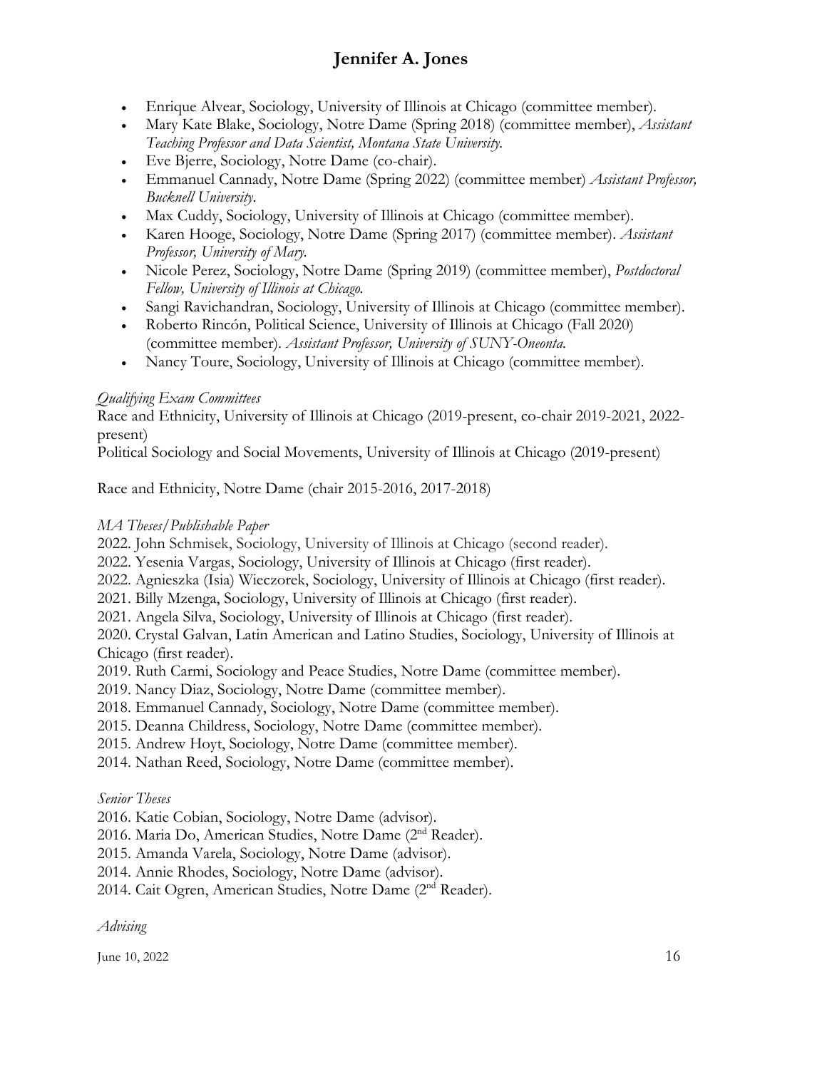- Enrique Alvear, Sociology, University of Illinois at Chicago (committee member).
- Mary Kate Blake, Sociology, Notre Dame (Spring 2018) (committee member), *Assistant Teaching Professor and Data Scientist, Montana State University.*
- Eve Bjerre, Sociology, Notre Dame (co-chair).
- Emmanuel Cannady, Notre Dame (Spring 2022) (committee member) *Assistant Professor, Bucknell University.*
- Max Cuddy, Sociology, University of Illinois at Chicago (committee member).
- Karen Hooge, Sociology, Notre Dame (Spring 2017) (committee member). *Assistant Professor, University of Mary.*
- Nicole Perez, Sociology, Notre Dame (Spring 2019) (committee member), *Postdoctoral Fellow, University of Illinois at Chicago.*
- Sangi Ravichandran, Sociology, University of Illinois at Chicago (committee member).
- Roberto Rincón, Political Science, University of Illinois at Chicago (Fall 2020) (committee member). *Assistant Professor, University of SUNY-Oneonta.*
- Nancy Toure, Sociology, University of Illinois at Chicago (committee member).

*Qualifying Exam Committees*

Race and Ethnicity, University of Illinois at Chicago (2019-present, co-chair 2019-2021, 2022-present)
Political Sociology and Social Movements, University of Illinois at Chicago (2019-present)

Race and Ethnicity, Notre Dame (chair 2015-2016, 2017-2018)

*MA Theses/Publishable Paper*

2022. John Schmisek, Sociology, University of Illinois at Chicago (second reader).
2022. Yesenia Vargas, Sociology, University of Illinois at Chicago (first reader).
2022. Agnieszka (Isia) Wieczorek, Sociology, University of Illinois at Chicago (first reader).
2021. Billy Mzenga, Sociology, University of Illinois at Chicago (first reader).
2021. Angela Silva, Sociology, University of Illinois at Chicago (first reader).
2020. Crystal Galvan, Latin American and Latino Studies, Sociology, University of Illinois at Chicago (first reader).
2019. Ruth Carmi, Sociology and Peace Studies, Notre Dame (committee member).
2019. Nancy Diaz, Sociology, Notre Dame (committee member).
2018. Emmanuel Cannady, Sociology, Notre Dame (committee member).
2015. Deanna Childress, Sociology, Notre Dame (committee member).
2015. Andrew Hoyt, Sociology, Notre Dame (committee member).
2014. Nathan Reed, Sociology, Notre Dame (committee member).

*Senior Theses*

2016. Katie Cobian, Sociology, Notre Dame (advisor).
2016. Maria Do, American Studies, Notre Dame (2nd Reader).
2015. Amanda Varela, Sociology, Notre Dame (advisor).
2014. Annie Rhodes, Sociology, Notre Dame (advisor).
2014. Cait Ogren, American Studies, Notre Dame (2nd Reader).

*Advising*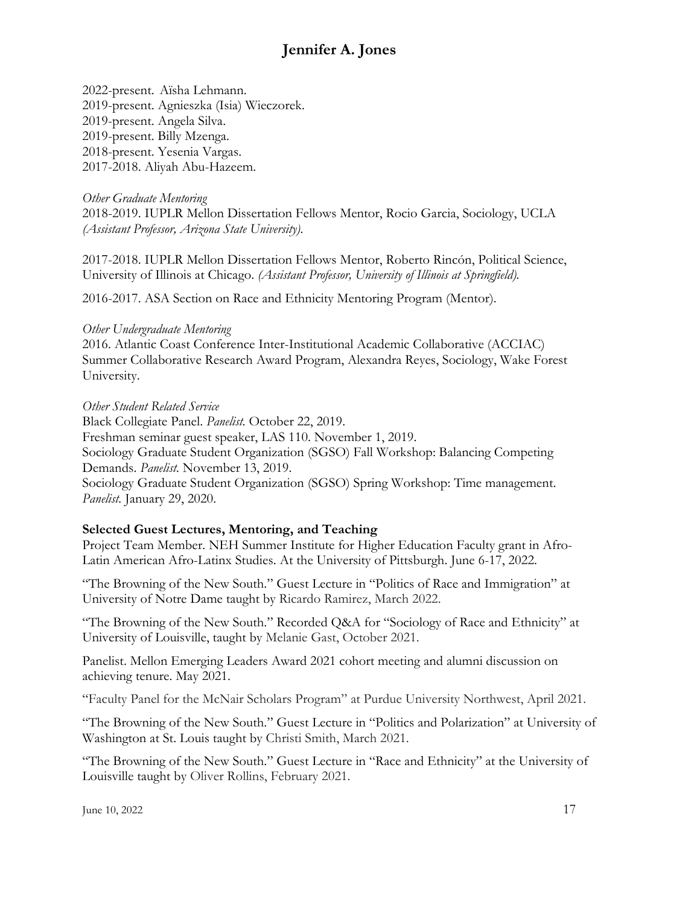2022-present. Aïsha Lehmann.
2019-present. Agnieszka (Isia) Wieczorek.
2019-present. Angela Silva.
2019-present. Billy Mzenga.
2018-present. Yesenia Vargas.
2017-2018. Aliyah Abu-Hazeem.

*Other Graduate Mentoring*
2018-2019. IUPLR Mellon Dissertation Fellows Mentor, Rocio Garcia, Sociology, UCLA *(Assistant Professor, Arizona State University).*

2017-2018. IUPLR Mellon Dissertation Fellows Mentor, Roberto Rincón, Political Science, University of Illinois at Chicago. *(Assistant Professor, University of Illinois at Springfield).*

2016-2017. ASA Section on Race and Ethnicity Mentoring Program (Mentor).

*Other Undergraduate Mentoring*
2016. Atlantic Coast Conference Inter-Institutional Academic Collaborative (ACCIAC) Summer Collaborative Research Award Program, Alexandra Reyes, Sociology, Wake Forest University.

*Other Student Related Service*
Black Collegiate Panel. *Panelist.* October 22, 2019.
Freshman seminar guest speaker, LAS 110. November 1, 2019.
Sociology Graduate Student Organization (SGSO) Fall Workshop: Balancing Competing Demands. *Panelist.* November 13, 2019.
Sociology Graduate Student Organization (SGSO) Spring Workshop: Time management. *Panelist.* January 29, 2020.

**Selected Guest Lectures, Mentoring, and Teaching**
Project Team Member. NEH Summer Institute for Higher Education Faculty grant in Afro-Latin American Afro-Latinx Studies. At the University of Pittsburgh. June 6-17, 2022.

"The Browning of the New South." Guest Lecture in "Politics of Race and Immigration" at University of Notre Dame taught by Ricardo Ramirez, March 2022.

"The Browning of the New South." Recorded Q&A for "Sociology of Race and Ethnicity" at University of Louisville, taught by Melanie Gast, October 2021.

Panelist. Mellon Emerging Leaders Award 2021 cohort meeting and alumni discussion on achieving tenure. May 2021.

"Faculty Panel for the McNair Scholars Program" at Purdue University Northwest, April 2021.

"The Browning of the New South." Guest Lecture in "Politics and Polarization" at University of Washington at St. Louis taught by Christi Smith, March 2021.

"The Browning of the New South." Guest Lecture in "Race and Ethnicity" at the University of Louisville taught by Oliver Rollins, February 2021.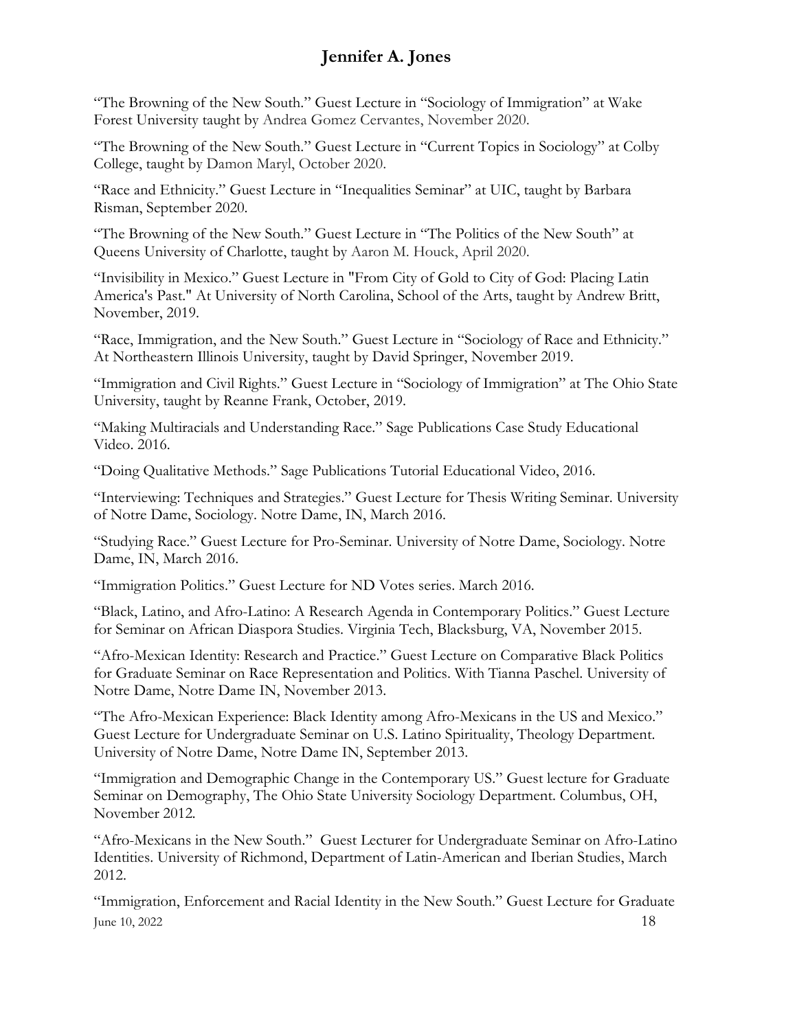"The Browning of the New South." Guest Lecture in "Sociology of Immigration" at Wake Forest University taught by Andrea Gomez Cervantes, November 2020.

"The Browning of the New South." Guest Lecture in "Current Topics in Sociology" at Colby College, taught by Damon Maryl, October 2020.

"Race and Ethnicity." Guest Lecture in "Inequalities Seminar" at UIC, taught by Barbara Risman, September 2020.

"The Browning of the New South." Guest Lecture in "The Politics of the New South" at Queens University of Charlotte, taught by Aaron M. Houck, April 2020.

"Invisibility in Mexico." Guest Lecture in "From City of Gold to City of God: Placing Latin America's Past." At University of North Carolina, School of the Arts, taught by Andrew Britt, November, 2019.

"Race, Immigration, and the New South." Guest Lecture in "Sociology of Race and Ethnicity." At Northeastern Illinois University, taught by David Springer, November 2019.

"Immigration and Civil Rights." Guest Lecture in "Sociology of Immigration" at The Ohio State University, taught by Reanne Frank, October, 2019.

"Making Multiracials and Understanding Race." Sage Publications Case Study Educational Video. 2016.

"Doing Qualitative Methods." Sage Publications Tutorial Educational Video, 2016.

"Interviewing: Techniques and Strategies." Guest Lecture for Thesis Writing Seminar. University of Notre Dame, Sociology. Notre Dame, IN, March 2016.

"Studying Race." Guest Lecture for Pro-Seminar. University of Notre Dame, Sociology. Notre Dame, IN, March 2016.

"Immigration Politics." Guest Lecture for ND Votes series. March 2016.

"Black, Latino, and Afro-Latino: A Research Agenda in Contemporary Politics." Guest Lecture for Seminar on African Diaspora Studies. Virginia Tech, Blacksburg, VA, November 2015.

"Afro-Mexican Identity: Research and Practice." Guest Lecture on Comparative Black Politics for Graduate Seminar on Race Representation and Politics. With Tianna Paschel. University of Notre Dame, Notre Dame IN, November 2013.

"The Afro-Mexican Experience: Black Identity among Afro-Mexicans in the US and Mexico." Guest Lecture for Undergraduate Seminar on U.S. Latino Spirituality, Theology Department. University of Notre Dame, Notre Dame IN, September 2013.

"Immigration and Demographic Change in the Contemporary US." Guest lecture for Graduate Seminar on Demography, The Ohio State University Sociology Department. Columbus, OH, November 2012.

"Afro-Mexicans in the New South." Guest Lecturer for Undergraduate Seminar on Afro-Latino Identities. University of Richmond, Department of Latin-American and Iberian Studies, March 2012.

"Immigration, Enforcement and Racial Identity in the New South." Guest Lecture for Graduate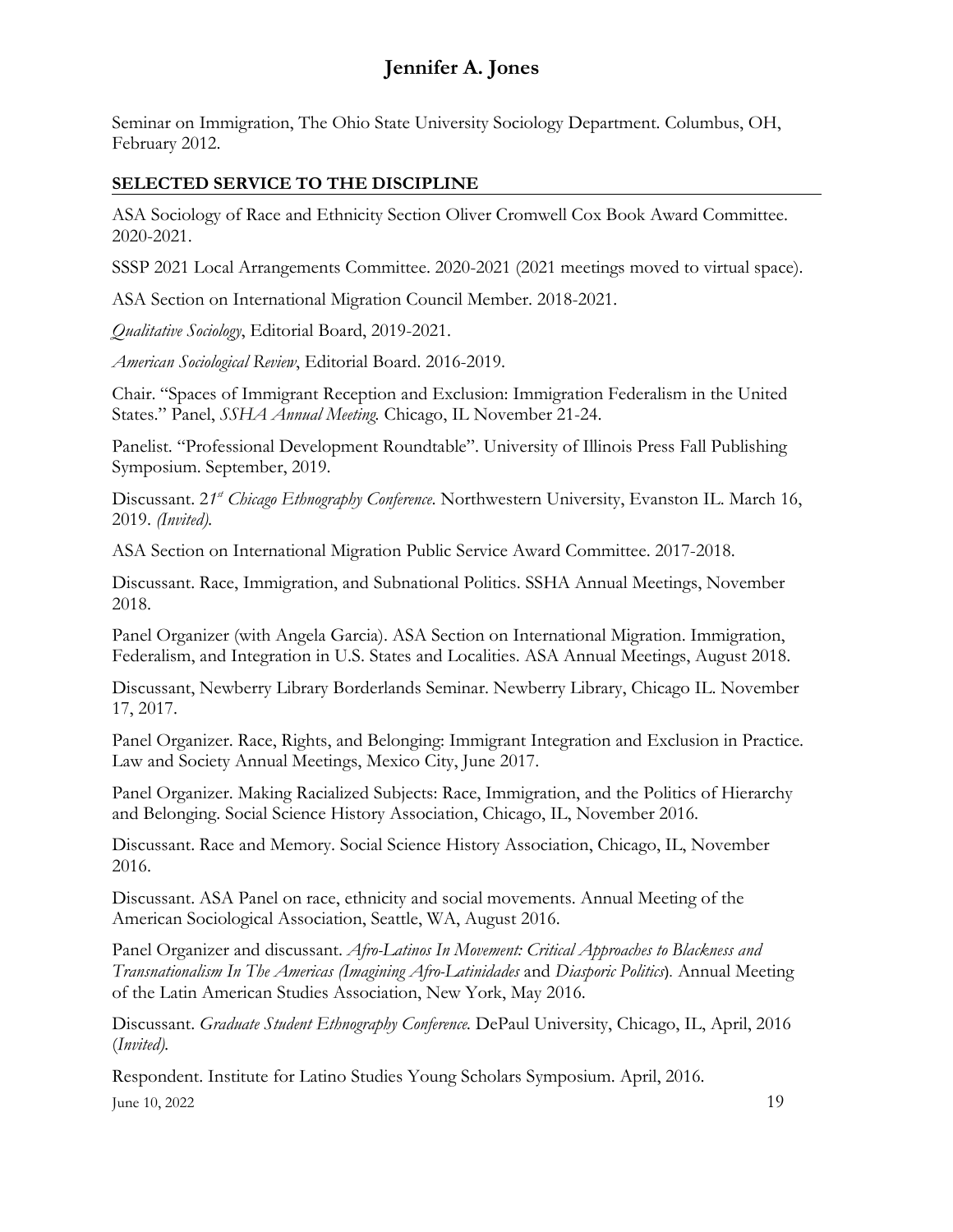Seminar on Immigration, The Ohio State University Sociology Department. Columbus, OH, February 2012.

## SELECTED SERVICE TO THE DISCIPLINE

ASA Sociology of Race and Ethnicity Section Oliver Cromwell Cox Book Award Committee. 2020-2021.

SSSP 2021 Local Arrangements Committee. 2020-2021 (2021 meetings moved to virtual space).

ASA Section on International Migration Council Member. 2018-2021.

*Qualitative Sociology*, Editorial Board, 2019-2021.

*American Sociological Review*, Editorial Board. 2016-2019.

Chair. "Spaces of Immigrant Reception and Exclusion: Immigration Federalism in the United States." Panel, *SSHA Annual Meeting.* Chicago, IL November 21-24.

Panelist. "Professional Development Roundtable". University of Illinois Press Fall Publishing Symposium. September, 2019.

Discussant. *21st Chicago Ethnography Conference*. Northwestern University, Evanston IL. March 16, 2019. *(Invited).*

ASA Section on International Migration Public Service Award Committee. 2017-2018.

Discussant. Race, Immigration, and Subnational Politics. SSHA Annual Meetings, November 2018.

Panel Organizer (with Angela Garcia). ASA Section on International Migration. Immigration, Federalism, and Integration in U.S. States and Localities. ASA Annual Meetings, August 2018.

Discussant, Newberry Library Borderlands Seminar. Newberry Library, Chicago IL. November 17, 2017.

Panel Organizer. Race, Rights, and Belonging: Immigrant Integration and Exclusion in Practice. Law and Society Annual Meetings, Mexico City, June 2017.

Panel Organizer. Making Racialized Subjects: Race, Immigration, and the Politics of Hierarchy and Belonging. Social Science History Association, Chicago, IL, November 2016.

Discussant. Race and Memory. Social Science History Association, Chicago, IL, November 2016.

Discussant. ASA Panel on race, ethnicity and social movements. Annual Meeting of the American Sociological Association, Seattle, WA, August 2016.

Panel Organizer and discussant. *Afro-Latinos In Movement: Critical Approaches to Blackness and Transnationalism In The Americas (Imagining Afro-Latinidades* and *Diasporic Politics*)*.* Annual Meeting of the Latin American Studies Association, New York, May 2016.

Discussant. *Graduate Student Ethnography Conference.* DePaul University, Chicago, IL, April, 2016 (*Invited).*

Respondent. Institute for Latino Studies Young Scholars Symposium. April, 2016.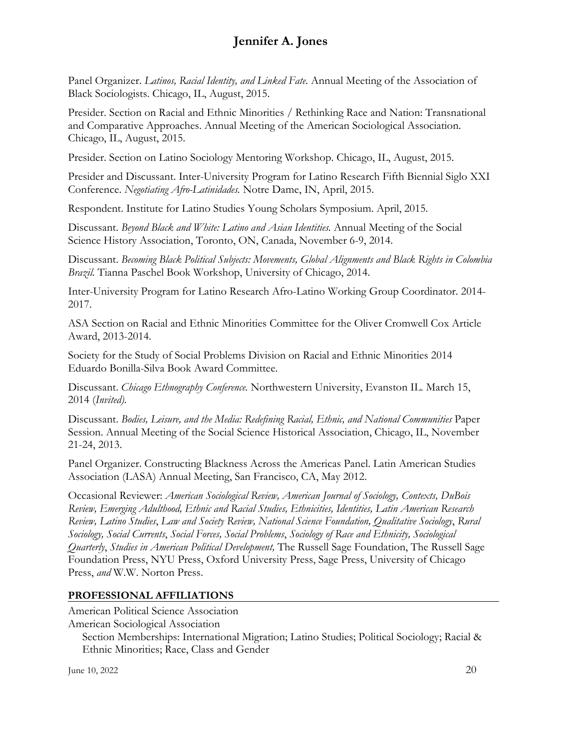Panel Organizer. *Latinos, Racial Identity, and Linked Fate.* Annual Meeting of the Association of Black Sociologists. Chicago, IL, August, 2015.

Presider. Section on Racial and Ethnic Minorities / Rethinking Race and Nation: Transnational and Comparative Approaches. Annual Meeting of the American Sociological Association. Chicago, IL, August, 2015.

Presider. Section on Latino Sociology Mentoring Workshop. Chicago, IL, August, 2015.

Presider and Discussant. Inter-University Program for Latino Research Fifth Biennial Siglo XXI Conference. *Negotiating Afro-Latinidades.* Notre Dame, IN, April, 2015.

Respondent. Institute for Latino Studies Young Scholars Symposium. April, 2015.

Discussant. *Beyond Black and White: Latino and Asian Identities.* Annual Meeting of the Social Science History Association, Toronto, ON, Canada, November 6-9, 2014.

Discussant. *Becoming Black Political Subjects: Movements, Global Alignments and Black Rights in Colombia Brazil.* Tianna Paschel Book Workshop, University of Chicago, 2014.

Inter-University Program for Latino Research Afro-Latino Working Group Coordinator. 2014-2017.

ASA Section on Racial and Ethnic Minorities Committee for the Oliver Cromwell Cox Article Award, 2013-2014.

Society for the Study of Social Problems Division on Racial and Ethnic Minorities 2014 Eduardo Bonilla-Silva Book Award Committee.

Discussant. *Chicago Ethnography Conference.* Northwestern University, Evanston IL. March 15, 2014 (*Invited).*

Discussant. *Bodies, Leisure, and the Media: Redefining Racial, Ethnic, and National Communities* Paper Session. Annual Meeting of the Social Science Historical Association, Chicago, IL, November 21-24, 2013.

Panel Organizer. Constructing Blackness Across the Americas Panel. Latin American Studies Association (LASA) Annual Meeting, San Francisco, CA, May 2012.

Occasional Reviewer: *American Sociological Review, American Journal of Sociology, Contexts, DuBois Review, Emerging Adulthood, Ethnic and Racial Studies, Ethnicities, Identities, Latin American Research Review, Latino Studies*, *Law and Society Review, National Science Foundation, Qualitative Sociology*, *Rural Sociology, Social Currents*, *Social Forces, Social Problems*, *Sociology of Race and Ethnicity, Sociological Quarterly*, *Studies in American Political Development,* The Russell Sage Foundation, The Russell Sage Foundation Press, NYU Press, Oxford University Press, Sage Press, University of Chicago Press, *and* W.W. Norton Press.

## PROFESSIONAL AFFILIATIONS

American Political Science Association

American Sociological Association

Section Memberships: International Migration; Latino Studies; Political Sociology; Racial & Ethnic Minorities; Race, Class and Gender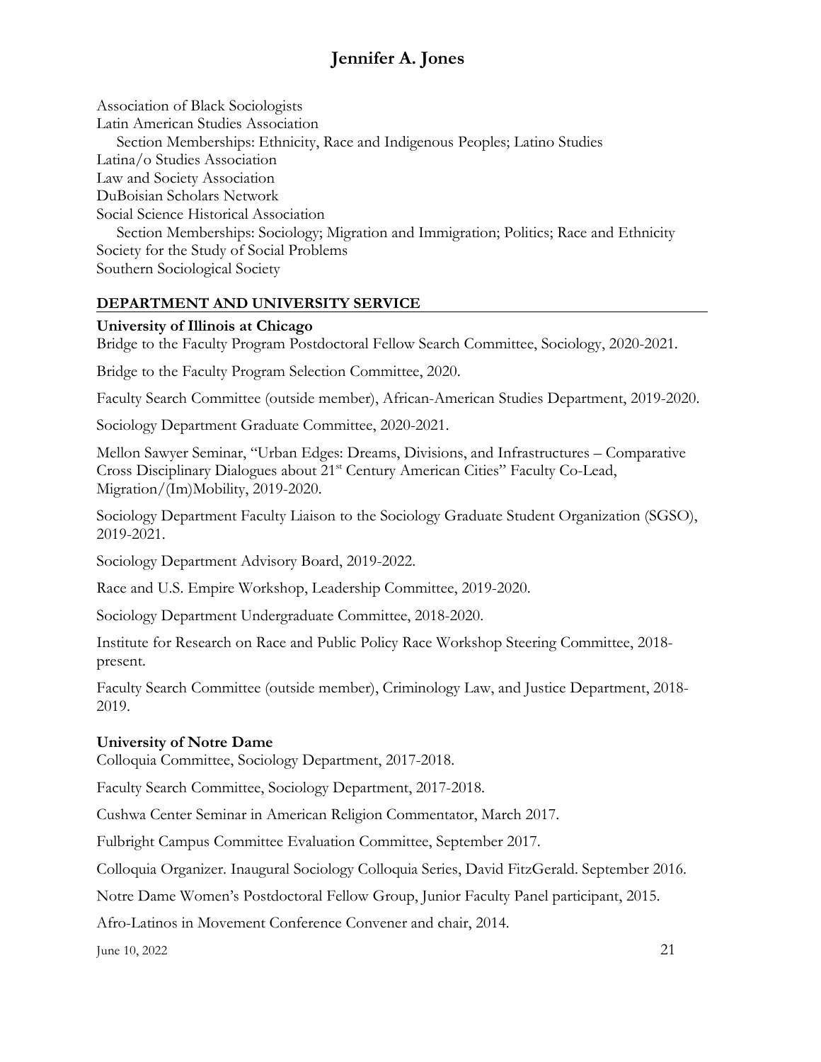Association of Black Sociologists
Latin American Studies Association
    Section Memberships: Ethnicity, Race and Indigenous Peoples; Latino Studies
Latina/o Studies Association
Law and Society Association
DuBoisian Scholars Network
Social Science Historical Association
    Section Memberships: Sociology; Migration and Immigration; Politics; Race and Ethnicity
Society for the Study of Social Problems
Southern Sociological Society

## DEPARTMENT AND UNIVERSITY SERVICE

**University of Illinois at Chicago**
Bridge to the Faculty Program Postdoctoral Fellow Search Committee, Sociology, 2020-2021.

Bridge to the Faculty Program Selection Committee, 2020.

Faculty Search Committee (outside member), African-American Studies Department, 2019-2020.

Sociology Department Graduate Committee, 2020-2021.

Mellon Sawyer Seminar, "Urban Edges: Dreams, Divisions, and Infrastructures – Comparative Cross Disciplinary Dialogues about 21st Century American Cities" Faculty Co-Lead, Migration/(Im)Mobility, 2019-2020.

Sociology Department Faculty Liaison to the Sociology Graduate Student Organization (SGSO), 2019-2021.

Sociology Department Advisory Board, 2019-2022.

Race and U.S. Empire Workshop, Leadership Committee, 2019-2020.

Sociology Department Undergraduate Committee, 2018-2020.

Institute for Research on Race and Public Policy Race Workshop Steering Committee, 2018-present.

Faculty Search Committee (outside member), Criminology Law, and Justice Department, 2018-2019.

**University of Notre Dame**
Colloquia Committee, Sociology Department, 2017-2018.

Faculty Search Committee, Sociology Department, 2017-2018.

Cushwa Center Seminar in American Religion Commentator, March 2017.

Fulbright Campus Committee Evaluation Committee, September 2017.

Colloquia Organizer. Inaugural Sociology Colloquia Series, David FitzGerald. September 2016.

Notre Dame Women's Postdoctoral Fellow Group, Junior Faculty Panel participant, 2015.

Afro-Latinos in Movement Conference Convener and chair, 2014.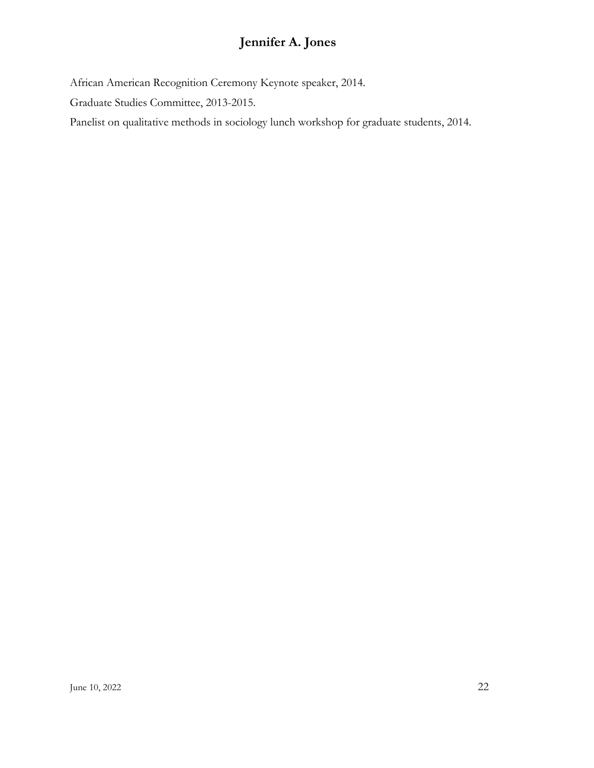African American Recognition Ceremony Keynote speaker, 2014.

Graduate Studies Committee, 2013-2015.

Panelist on qualitative methods in sociology lunch workshop for graduate students, 2014.